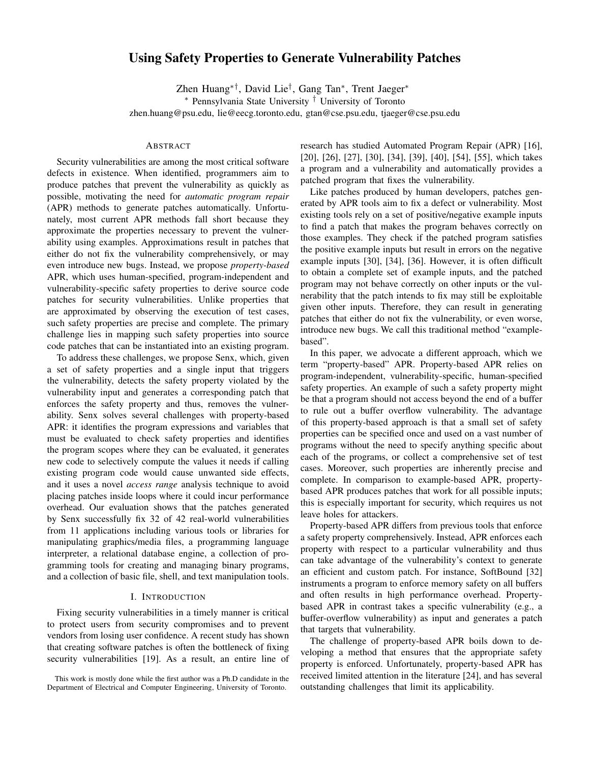# Using Safety Properties to Generate Vulnerability Patches

Zhen Huang[*†], David Lie[†], Gang Tan[*], Trent Jaeger[*]

[*] Pennsylvania State University [†] University of Toronto

zhen.huang@psu.edu, lie@eecg.toronto.edu, gtan@cse.psu.edu, tjaeger@cse.psu.edu

## Abstract

Security vulnerabilities are among the most critical software defects in existence. When identified, programmers aim to produce patches that prevent the vulnerability as quickly as possible, motivating the need for *automatic program repair* (APR) methods to generate patches automatically. Unfortunately, most current APR methods fall short because they approximate the properties necessary to prevent the vulnerability using examples. Approximations result in patches that either do not fix the vulnerability comprehensively, or may even introduce new bugs. Instead, we propose *property-based* APR, which uses human-specified, program-independent and vulnerability-specific safety properties to derive source code patches for security vulnerabilities. Unlike properties that are approximated by observing the execution of test cases, such safety properties are precise and complete. The primary challenge lies in mapping such safety properties into source code patches that can be instantiated into an existing program.

To address these challenges, we propose Senx, which, given a set of safety properties and a single input that triggers the vulnerability, detects the safety property violated by the vulnerability input and generates a corresponding patch that enforces the safety property and thus, removes the vulnerability. Senx solves several challenges with property-based APR: it identifies the program expressions and variables that must be evaluated to check safety properties and identifies the program scopes where they can be evaluated, it generates new code to selectively compute the values it needs if calling existing program code would cause unwanted side effects, and it uses a novel *access range* analysis technique to avoid placing patches inside loops where it could incur performance overhead. Our evaluation shows that the patches generated by Senx successfully fix 32 of 42 real-world vulnerabilities from 11 applications including various tools or libraries for manipulating graphics/media files, a programming language interpreter, a relational database engine, a collection of programming tools for creating and managing binary programs, and a collection of basic file, shell, and text manipulation tools.

## I. Introduction

Fixing security vulnerabilities in a timely manner is critical to protect users from security compromises and to prevent vendors from losing user confidence. A recent study has shown that creating software patches is often the bottleneck of fixing security vulnerabilities [19]. As a result, an entire line of research has studied Automated Program Repair (APR) [16], [20], [26], [27], [30], [34], [39], [40], [54], [55], which takes a program and a vulnerability and automatically provides a patched program that fixes the vulnerability.

Like patches produced by human developers, patches generated by APR tools aim to fix a defect or vulnerability. Most existing tools rely on a set of positive/negative example inputs to find a patch that makes the program behaves correctly on those examples. They check if the patched program satisfies the positive example inputs but result in errors on the negative example inputs [30], [34], [36]. However, it is often difficult to obtain a complete set of example inputs, and the patched program may not behave correctly on other inputs or the vulnerability that the patch intends to fix may still be exploitable given other inputs. Therefore, they can result in generating patches that either do not fix the vulnerability, or even worse, introduce new bugs. We call this traditional method "example-based".

In this paper, we advocate a different approach, which we term "property-based" APR. Property-based APR relies on program-independent, vulnerability-specific, human-specified safety properties. An example of such a safety property might be that a program should not access beyond the end of a buffer to rule out a buffer overflow vulnerability. The advantage of this property-based approach is that a small set of safety properties can be specified once and used on a vast number of programs without the need to specify anything specific about each of the programs, or collect a comprehensive set of test cases. Moreover, such properties are inherently precise and complete. In comparison to example-based APR, property-based APR produces patches that work for all possible inputs; this is especially important for security, which requires us not leave holes for attackers.

Property-based APR differs from previous tools that enforce a safety property comprehensively. Instead, APR enforces each property with respect to a particular vulnerability and thus can take advantage of the vulnerability's context to generate an efficient and custom patch. For instance, SoftBound [32] instruments a program to enforce memory safety on all buffers and often results in high performance overhead. Property-based APR in contrast takes a specific vulnerability (e.g., a buffer-overflow vulnerability) as input and generates a patch that targets that vulnerability.

The challenge of property-based APR boils down to developing a method that ensures that the appropriate safety property is enforced. Unfortunately, property-based APR has received limited attention in the literature [24], and has several outstanding challenges that limit its applicability.

This work is mostly done while the first author was a Ph.D candidate in the Department of Electrical and Computer Engineering, University of Toronto.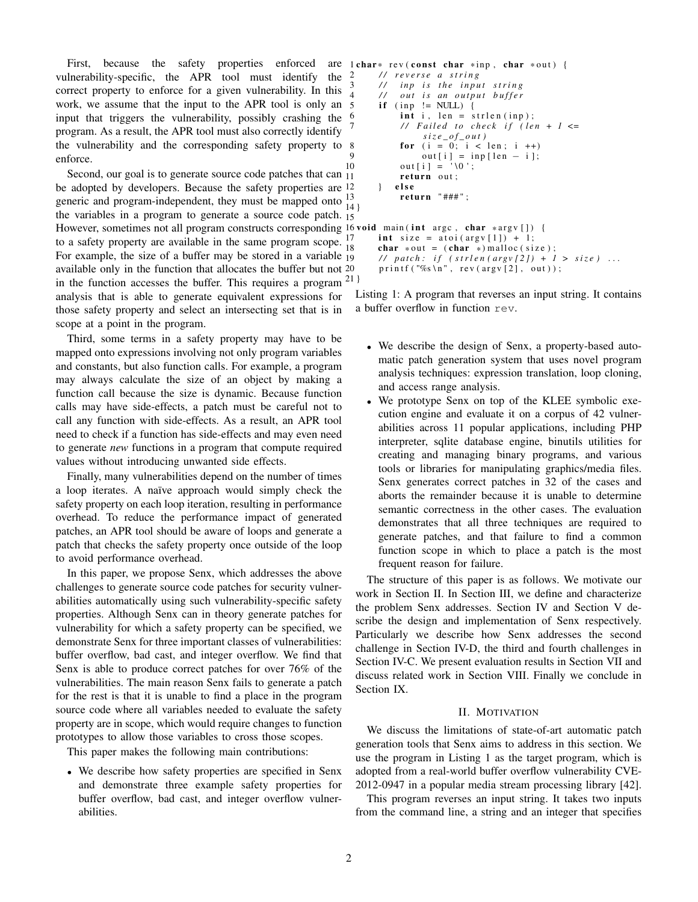First, because the safety properties enforced are vulnerability-specific, the APR tool must identify the correct property to enforce for a given vulnerability. In this work, we assume that the input to the APR tool is only an input that triggers the vulnerability, possibly crashing the program. As a result, the APR tool must also correctly identify the vulnerability and the corresponding safety property to enforce.

Second, our goal is to generate source code patches that can be adopted by developers. Because the safety properties are generic and program-independent, they must be mapped onto the variables in a program to generate a source code patch. However, sometimes not all program constructs corresponding to a safety property are available in the same program scope. For example, the size of a buffer may be stored in a variable available only in the function that allocates the buffer but not in the function accesses the buffer. This requires a program analysis that is able to generate equivalent expressions for those safety property and select an intersecting set that is in scope at a point in the program.

Third, some terms in a safety property may have to be mapped onto expressions involving not only program variables and constants, but also function calls. For example, a program may always calculate the size of an object by making a function call because the size is dynamic. Because function calls may have side-effects, a patch must be careful not to call any function with side-effects. As a result, an APR tool need to check if a function has side-effects and may even need to generate *new* functions in a program that compute required values without introducing unwanted side effects.

Finally, many vulnerabilities depend on the number of times a loop iterates. A naïve approach would simply check the safety property on each loop iteration, resulting in performance overhead. To reduce the performance impact of generated patches, an APR tool should be aware of loops and generate a patch that checks the safety property once outside of the loop to avoid performance overhead.

In this paper, we propose Senx, which addresses the above challenges to generate source code patches for security vulnerabilities automatically using such vulnerability-specific safety properties. Although Senx can in theory generate patches for vulnerability for which a safety property can be specified, we demonstrate Senx for three important classes of vulnerabilities: buffer overflow, bad cast, and integer overflow. We find that Senx is able to produce correct patches for over 76% of the vulnerabilities. The main reason Senx fails to generate a patch for the rest is that it is unable to find a place in the program source code where all variables needed to evaluate the safety property are in scope, which would require changes to function prototypes to allow those variables to cross those scopes.

This paper makes the following main contributions:

- We describe how safety properties are specified in Senx and demonstrate three example safety properties for buffer overflow, bad cast, and integer overflow vulnerabilities.

```
1  char* rev(const char *inp, char *out) {
2      // reverse a string
3      //  inp is the input string
4      //  out is an output buffer
5      if (inp != NULL) {
6          int i, len = strlen(inp);
7          // Failed to check if (len + 1 <=
               size_of_out)
8          for (i = 0; i < len; i ++)
9              out[i] = inp[len - i];
10         out[i] = '\0';
11         return out;
12     }   else
13         return "###";
14 }
15
16 void main(int argc, char *argv[]) {
17     int size = atoi(argv[1]) + 1;
18     char *out = (char *)malloc(size);
19     // patch: if (strlen(argv[2]) + 1 > size) ...
20     printf("%s\n", rev(argv[2], out));
21 }
```

Listing 1: A program that reverses an input string. It contains a buffer overflow in function rev.

- We describe the design of Senx, a property-based automatic patch generation system that uses novel program analysis techniques: expression translation, loop cloning, and access range analysis.
- We prototype Senx on top of the KLEE symbolic execution engine and evaluate it on a corpus of 42 vulnerabilities across 11 popular applications, including PHP interpreter, sqlite database engine, binutils utilities for creating and managing binary programs, and various tools or libraries for manipulating graphics/media files. Senx generates correct patches in 32 of the cases and aborts the remainder because it is unable to determine semantic correctness in the other cases. The evaluation demonstrates that all three techniques are required to generate patches, and that failure to find a common function scope in which to place a patch is the most frequent reason for failure.

The structure of this paper is as follows. We motivate our work in Section II. In Section III, we define and characterize the problem Senx addresses. Section IV and Section V describe the design and implementation of Senx respectively. Particularly we describe how Senx addresses the second challenge in Section IV-D, the third and fourth challenges in Section IV-C. We present evaluation results in Section VII and discuss related work in Section VIII. Finally we conclude in Section IX.

## II. Motivation

We discuss the limitations of state-of-art automatic patch generation tools that Senx aims to address in this section. We use the program in Listing 1 as the target program, which is adopted from a real-world buffer overflow vulnerability CVE-2012-0947 in a popular media stream processing library [42].

This program reverses an input string. It takes two inputs from the command line, a string and an integer that specifies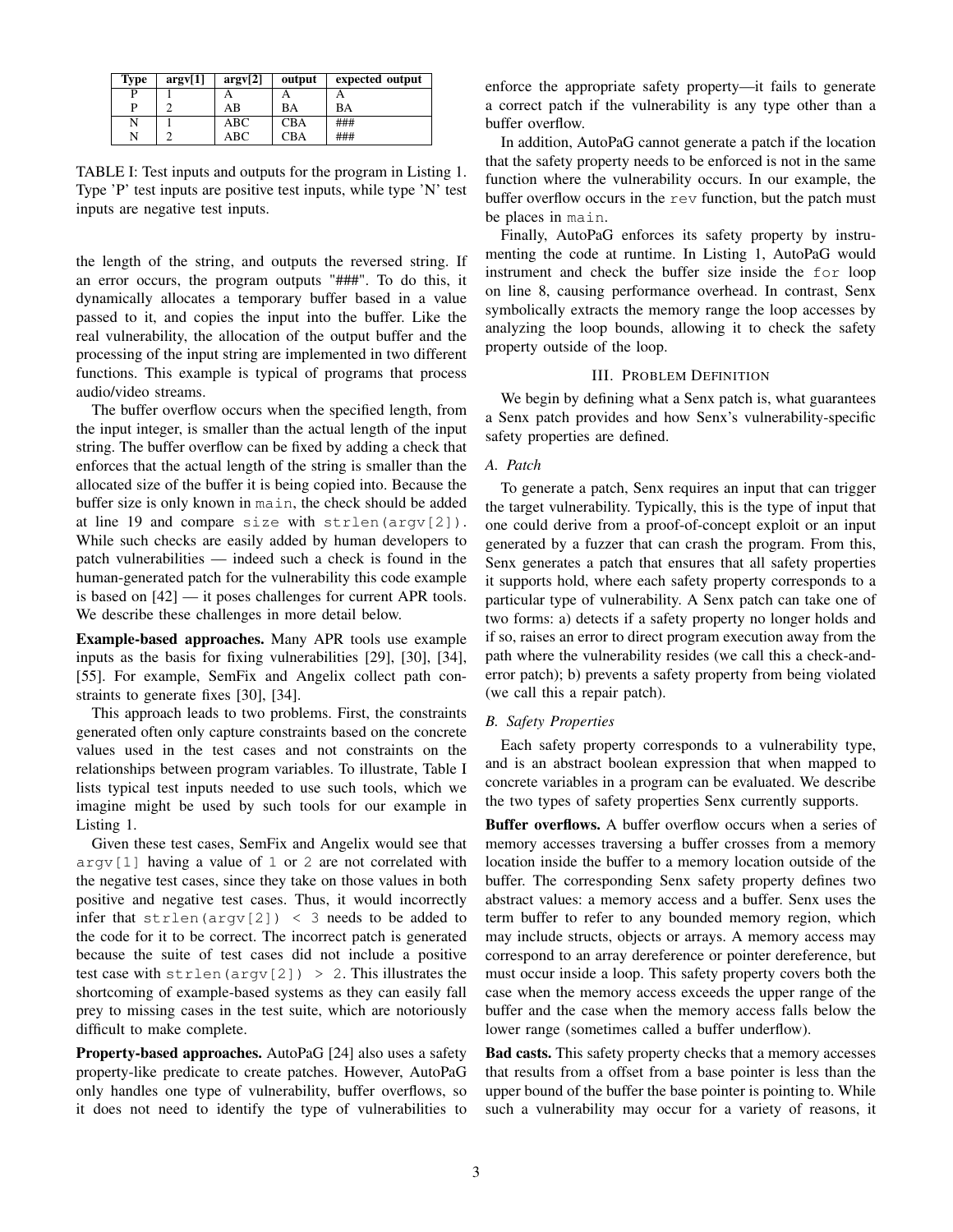| Type | argv[1] | argv[2] | output | expected output |
|---|---|---|---|---|
| P | 1 | A | A | A |
| P | 2 | AB | BA | BA |
| N | 1 | ABC | CBA | ### |
| N | 2 | ABC | CBA | ### |

TABLE I: Test inputs and outputs for the program in Listing 1. Type 'P' test inputs are positive test inputs, while type 'N' test inputs are negative test inputs.

the length of the string, and outputs the reversed string. If an error occurs, the program outputs "###". To do this, it dynamically allocates a temporary buffer based in a value passed to it, and copies the input into the buffer. Like the real vulnerability, the allocation of the output buffer and the processing of the input string are implemented in two different functions. This example is typical of programs that process audio/video streams.

The buffer overflow occurs when the specified length, from the input integer, is smaller than the actual length of the input string. The buffer overflow can be fixed by adding a check that enforces that the actual length of the string is smaller than the allocated size of the buffer it is being copied into. Because the buffer size is only known in `main`, the check should be added at line 19 and compare `size` with `strlen(argv[2])`. While such checks are easily added by human developers to patch vulnerabilities — indeed such a check is found in the human-generated patch for the vulnerability this code example is based on [42] — it poses challenges for current APR tools. We describe these challenges in more detail below.

**Example-based approaches.** Many APR tools use example inputs as the basis for fixing vulnerabilities [29], [30], [34], [55]. For example, SemFix and Angelix collect path constraints to generate fixes [30], [34].

This approach leads to two problems. First, the constraints generated often only capture constraints based on the concrete values used in the test cases and not constraints on the relationships between program variables. To illustrate, Table I lists typical test inputs needed to use such tools, which we imagine might be used by such tools for our example in Listing 1.

Given these test cases, SemFix and Angelix would see that `argv[1]` having a value of `1` or `2` are not correlated with the negative test cases, since they take on those values in both positive and negative test cases. Thus, it would incorrectly infer that `strlen(argv[2]) < 3` needs to be added to the code for it to be correct. The incorrect patch is generated because the suite of test cases did not include a positive test case with `strlen(argv[2]) > 2`. This illustrates the shortcoming of example-based systems as they can easily fall prey to missing cases in the test suite, which are notoriously difficult to make complete.

**Property-based approaches.** AutoPaG [24] also uses a safety property-like predicate to create patches. However, AutoPaG only handles one type of vulnerability, buffer overflows, so it does not need to identify the type of vulnerabilities to enforce the appropriate safety property—it fails to generate a correct patch if the vulnerability is any type other than a buffer overflow.

In addition, AutoPaG cannot generate a patch if the location that the safety property needs to be enforced is not in the same function where the vulnerability occurs. In our example, the buffer overflow occurs in the `rev` function, but the patch must be places in `main`.

Finally, AutoPaG enforces its safety property by instrumenting the code at runtime. In Listing 1, AutoPaG would instrument and check the buffer size inside the `for` loop on line 8, causing performance overhead. In contrast, Senx symbolically extracts the memory range the loop accesses by analyzing the loop bounds, allowing it to check the safety property outside of the loop.

## III. Problem Definition

We begin by defining what a Senx patch is, what guarantees a Senx patch provides and how Senx's vulnerability-specific safety properties are defined.

### A. Patch

To generate a patch, Senx requires an input that can trigger the target vulnerability. Typically, this is the type of input that one could derive from a proof-of-concept exploit or an input generated by a fuzzer that can crash the program. From this, Senx generates a patch that ensures that all safety properties it supports hold, where each safety property corresponds to a particular type of vulnerability. A Senx patch can take one of two forms: a) detects if a safety property no longer holds and if so, raises an error to direct program execution away from the path where the vulnerability resides (we call this a check-and-error patch); b) prevents a safety property from being violated (we call this a repair patch).

### B. Safety Properties

Each safety property corresponds to a vulnerability type, and is an abstract boolean expression that when mapped to concrete variables in a program can be evaluated. We describe the two types of safety properties Senx currently supports.

**Buffer overflows.** A buffer overflow occurs when a series of memory accesses traversing a buffer crosses from a memory location inside the buffer to a memory location outside of the buffer. The corresponding Senx safety property defines two abstract values: a memory access and a buffer. Senx uses the term buffer to refer to any bounded memory region, which may include structs, objects or arrays. A memory access may correspond to an array dereference or pointer dereference, but must occur inside a loop. This safety property covers both the case when the memory access exceeds the upper range of the buffer and the case when the memory access falls below the lower range (sometimes called a buffer underflow).

**Bad casts.** This safety property checks that a memory accesses that results from a offset from a base pointer is less than the upper bound of the buffer the base pointer is pointing to. While such a vulnerability may occur for a variety of reasons, it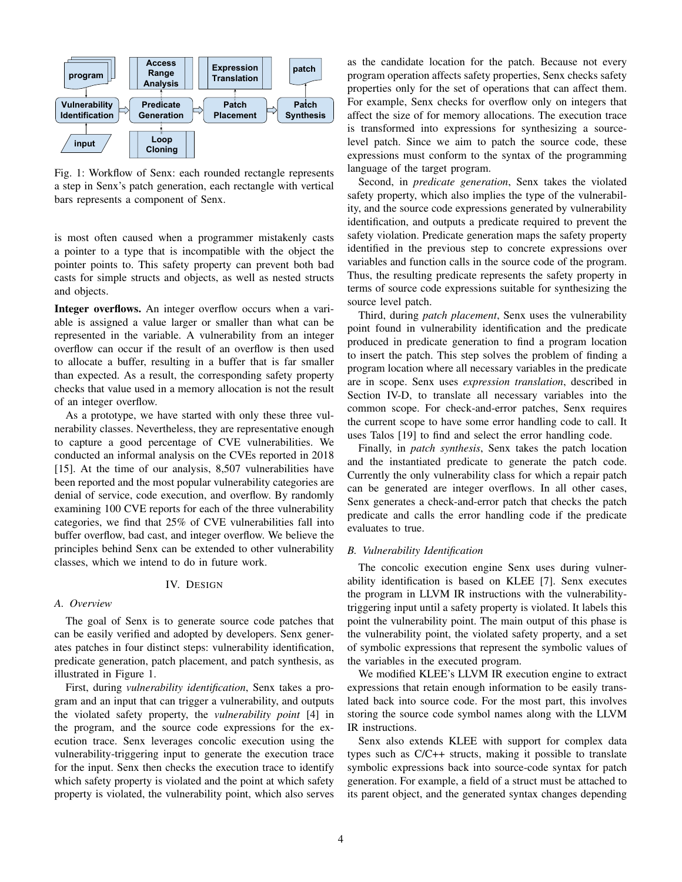program

Access Range Analysis

Expression Translation

patch

Vulnerability Identification

Predicate Generation

Patch Placement

Patch Synthesis

input

Loop Cloning

Fig. 1: Workflow of Senx: each rounded rectangle represents a step in Senx's patch generation, each rectangle with vertical bars represents a component of Senx.

is most often caused when a programmer mistakenly casts a pointer to a type that is incompatible with the object the pointer points to. This safety property can prevent both bad casts for simple structs and objects, as well as nested structs and objects.

**Integer overflows.** An integer overflow occurs when a variable is assigned a value larger or smaller than what can be represented in the variable. A vulnerability from an integer overflow can occur if the result of an overflow is then used to allocate a buffer, resulting in a buffer that is far smaller than expected. As a result, the corresponding safety property checks that value used in a memory allocation is not the result of an integer overflow.

As a prototype, we have started with only these three vulnerability classes. Nevertheless, they are representative enough to capture a good percentage of CVE vulnerabilities. We conducted an informal analysis on the CVEs reported in 2018 [15]. At the time of our analysis, 8,507 vulnerabilities have been reported and the most popular vulnerability categories are denial of service, code execution, and overflow. By randomly examining 100 CVE reports for each of the three vulnerability categories, we find that 25% of CVE vulnerabilities fall into buffer overflow, bad cast, and integer overflow. We believe the principles behind Senx can be extended to other vulnerability classes, which we intend to do in future work.

## IV. Design

### A. Overview

The goal of Senx is to generate source code patches that can be easily verified and adopted by developers. Senx generates patches in four distinct steps: vulnerability identification, predicate generation, patch placement, and patch synthesis, as illustrated in Figure 1.

First, during *vulnerability identification*, Senx takes a program and an input that can trigger a vulnerability, and outputs the violated safety property, the *vulnerability point* [4] in the program, and the source code expressions for the execution trace. Senx leverages concolic execution using the vulnerability-triggering input to generate the execution trace for the input. Senx then checks the execution trace to identify which safety property is violated and the point at which safety property is violated, the vulnerability point, which also serves as the candidate location for the patch. Because not every program operation affects safety properties, Senx checks safety properties only for the set of operations that can affect them. For example, Senx checks for overflow only on integers that affect the size of for memory allocations. The execution trace is transformed into expressions for synthesizing a source-level patch. Since we aim to patch the source code, these expressions must conform to the syntax of the programming language of the target program.

Second, in *predicate generation*, Senx takes the violated safety property, which also implies the type of the vulnerability, and the source code expressions generated by vulnerability identification, and outputs a predicate required to prevent the safety violation. Predicate generation maps the safety property identified in the previous step to concrete expressions over variables and function calls in the source code of the program. Thus, the resulting predicate represents the safety property in terms of source code expressions suitable for synthesizing the source level patch.

Third, during *patch placement*, Senx uses the vulnerability point found in vulnerability identification and the predicate produced in predicate generation to find a program location to insert the patch. This step solves the problem of finding a program location where all necessary variables in the predicate are in scope. Senx uses *expression translation*, described in Section IV-D, to translate all necessary variables into the common scope. For check-and-error patches, Senx requires the current scope to have some error handling code to call. It uses Talos [19] to find and select the error handling code.

Finally, in *patch synthesis*, Senx takes the patch location and the instantiated predicate to generate the patch code. Currently the only vulnerability class for which a repair patch can be generated are integer overflows. In all other cases, Senx generates a check-and-error patch that checks the patch predicate and calls the error handling code if the predicate evaluates to true.

### B. Vulnerability Identification

The concolic execution engine Senx uses during vulnerability identification is based on KLEE [7]. Senx executes the program in LLVM IR instructions with the vulnerability-triggering input until a safety property is violated. It labels this point the vulnerability point. The main output of this phase is the vulnerability point, the violated safety property, and a set of symbolic expressions that represent the symbolic values of the variables in the executed program.

We modified KLEE's LLVM IR execution engine to extract expressions that retain enough information to be easily translated back into source code. For the most part, this involves storing the source code symbol names along with the LLVM IR instructions.

Senx also extends KLEE with support for complex data types such as C/C++ structs, making it possible to translate symbolic expressions back into source-code syntax for patch generation. For example, a field of a struct must be attached to its parent object, and the generated syntax changes depending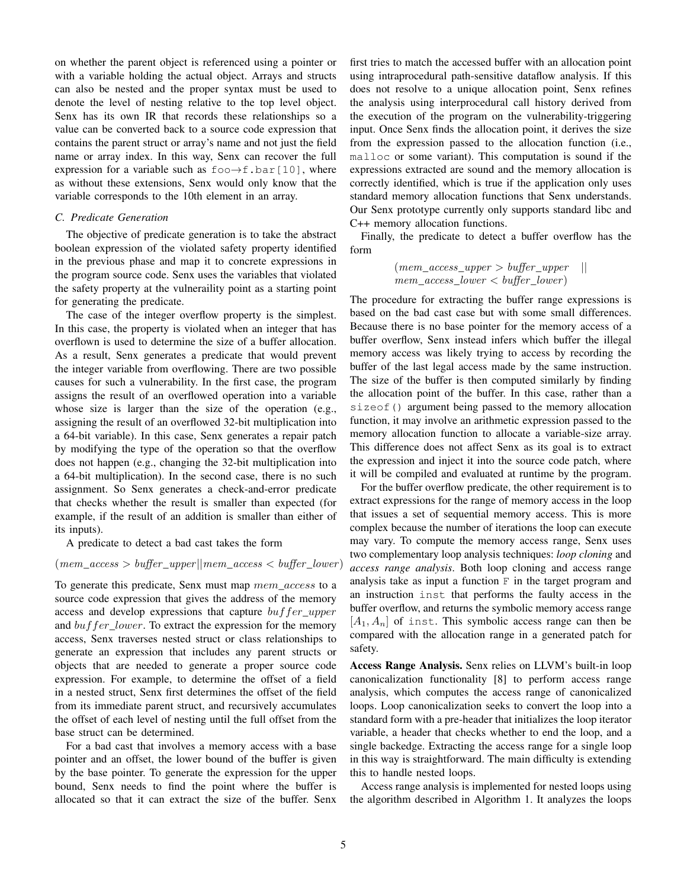on whether the parent object is referenced using a pointer or with a variable holding the actual object. Arrays and structs can also be nested and the proper syntax must be used to denote the level of nesting relative to the top level object. Senx has its own IR that records these relationships so a value can be converted back to a source code expression that contains the parent struct or array's name and not just the field name or array index. In this way, Senx can recover the full expression for a variable such as `foo→f.bar[10]`, where as without these extensions, Senx would only know that the variable corresponds to the 10th element in an array.

### C. Predicate Generation

The objective of predicate generation is to take the abstract boolean expression of the violated safety property identified in the previous phase and map it to concrete expressions in the program source code. Senx uses the variables that violated the safety property at the vulneraility point as a starting point for generating the predicate.

The case of the integer overflow property is the simplest. In this case, the property is violated when an integer that has overflown is used to determine the size of a buffer allocation. As a result, Senx generates a predicate that would prevent the integer variable from overflowing. There are two possible causes for such a vulnerability. In the first case, the program assigns the result of an overflowed operation into a variable whose size is larger than the size of the operation (e.g., assigning the result of an overflowed 32-bit multiplication into a 64-bit variable). In this case, Senx generates a repair patch by modifying the type of the operation so that the overflow does not happen (e.g., changing the 32-bit multiplication into a 64-bit multiplication). In the second case, there is no such assignment. So Senx generates a check-and-error predicate that checks whether the result is smaller than expected (for example, if the result of an addition is smaller than either of its inputs).

A predicate to detect a bad cast takes the form

$$(mem\_access > buffer\_upper || mem\_access < buffer\_lower)$$

To generate this predicate, Senx must map $mem\_access$ to a source code expression that gives the address of the memory access and develop expressions that capture $buffer\_upper$ and $buffer\_lower$. To extract the expression for the memory access, Senx traverses nested struct or class relationships to generate an expression that includes any parent structs or objects that are needed to generate a proper source code expression. For example, to determine the offset of a field in a nested struct, Senx first determines the offset of the field from its immediate parent struct, and recursively accumulates the offset of each level of nesting until the full offset from the base struct can be determined.

For a bad cast that involves a memory access with a base pointer and an offset, the lower bound of the buffer is given by the base pointer. To generate the expression for the upper bound, Senx needs to find the point where the buffer is allocated so that it can extract the size of the buffer. Senx first tries to match the accessed buffer with an allocation point using intraprocedural path-sensitive dataflow analysis. If this does not resolve to a unique allocation point, Senx refines the analysis using interprocedural call history derived from the execution of the program on the vulnerability-triggering input. Once Senx finds the allocation point, it derives the size from the expression passed to the allocation function (i.e., `malloc` or some variant). This computation is sound if the expressions extracted are sound and the memory allocation is correctly identified, which is true if the application only uses standard memory allocation functions that Senx understands. Our Senx prototype currently only supports standard libc and C++ memory allocation functions.

Finally, the predicate to detect a buffer overflow has the form

$$(mem\_access\_upper > buffer\_upper \quad || \\ mem\_access\_lower < buffer\_lower)$$

The procedure for extracting the buffer range expressions is based on the bad cast case but with some small differences. Because there is no base pointer for the memory access of a buffer overflow, Senx instead infers which buffer the illegal memory access was likely trying to access by recording the buffer of the last legal access made by the same instruction. The size of the buffer is then computed similarly by finding the allocation point of the buffer. In this case, rather than a `sizeof()` argument being passed to the memory allocation function, it may involve an arithmetic expression passed to the memory allocation function to allocate a variable-size array. This difference does not affect Senx as its goal is to extract the expression and inject it into the source code patch, where it will be compiled and evaluated at runtime by the program.

For the buffer overflow predicate, the other requirement is to extract expressions for the range of memory access in the loop that issues a set of sequential memory access. This is more complex because the number of iterations the loop can execute may vary. To compute the memory access range, Senx uses two complementary loop analysis techniques: *loop cloning* and *access range analysis*. Both loop cloning and access range analysis take as input a function `F` in the target program and an instruction `inst` that performs the faulty access in the buffer overflow, and returns the symbolic memory access range $[A_1, A_n]$ of `inst`. This symbolic access range can then be compared with the allocation range in a generated patch for safety.

**Access Range Analysis.** Senx relies on LLVM's built-in loop canonicalization functionality [8] to perform access range analysis, which computes the access range of canonicalized loops. Loop canonicalization seeks to convert the loop into a standard form with a pre-header that initializes the loop iterator variable, a header that checks whether to end the loop, and a single backedge. Extracting the access range for a single loop in this way is straightforward. The main difficulty is extending this to handle nested loops.

Access range analysis is implemented for nested loops using the algorithm described in Algorithm 1. It analyzes the loops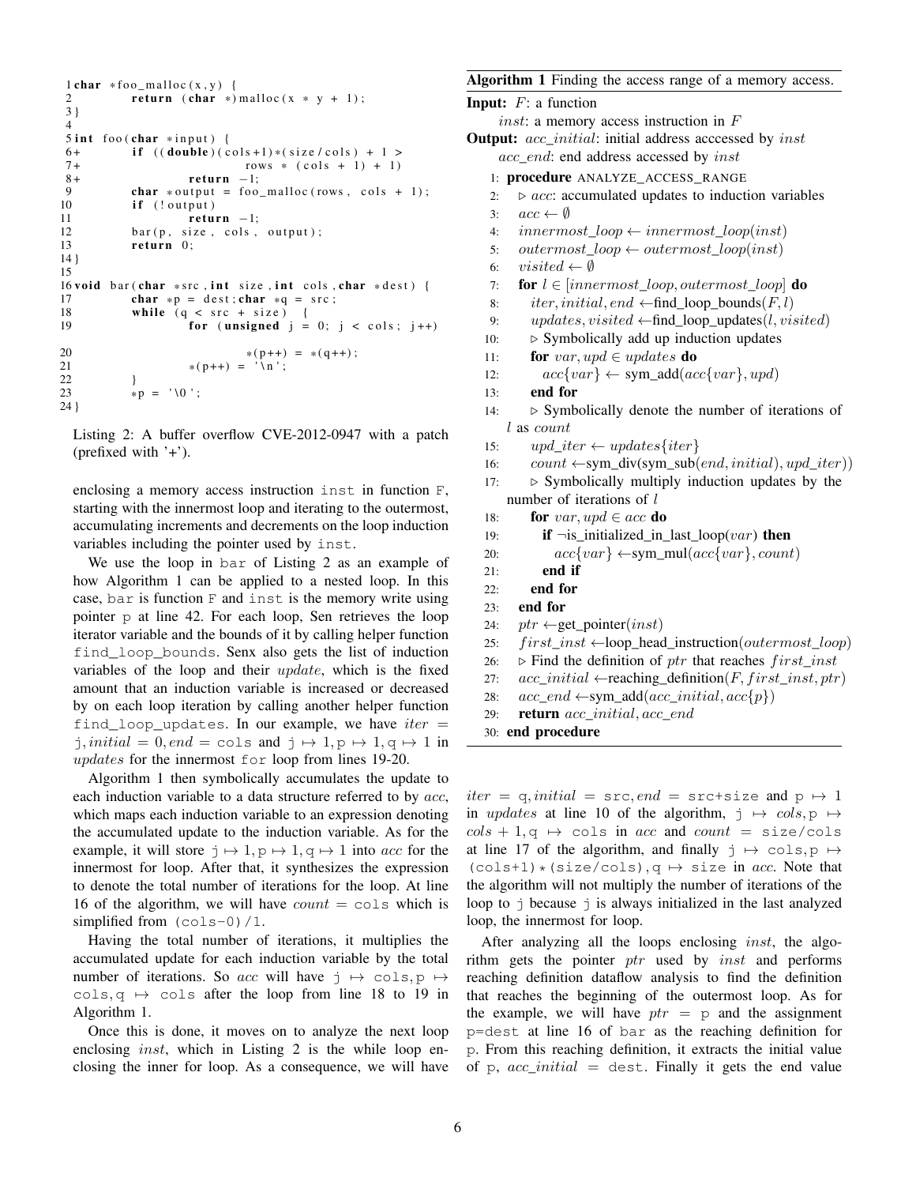```
1 char *foo_malloc(x,y) {
2           return (char *)malloc(x * y + 1);
3 }
4
5 int foo(char *input) {
6+          if ((double)(cols+1)*(size/cols) + 1 >
7+                          rows * (cols + 1) + 1)
8+                  return -1;
9           char *output = foo_malloc(rows, cols + 1);
10          if (!output)
11                  return -1;
12          bar(p, size, cols, output);
13          return 0;
14 }
15
16 void bar(char *src, int size, int cols, char *dest) {
17          char *p = dest; char *q = src;
18          while (q < src + size) {
19                  for (unsigned j = 0; j < cols; j++)
20                          *(p++) = *(q++);
21                  *(p++) = '\n';
22          }
23          *p = '\0';
24 }
```

Listing 2: A buffer overflow CVE-2012-0947 with a patch (prefixed with '+').

enclosing a memory access instruction `inst` in function `F`, starting with the innermost loop and iterating to the outermost, accumulating increments and decrements on the loop induction variables including the pointer used by `inst`.

We use the loop in `bar` of Listing 2 as an example of how Algorithm 1 can be applied to a nested loop. In this case, `bar` is function `F` and `inst` is the memory write using pointer `p` at line 42. For each loop, Sen retrieves the loop iterator variable and the bounds of it by calling helper function `find_loop_bounds`. Senx also gets the list of induction variables of the loop and their *update*, which is the fixed amount that an induction variable is increased or decreased by on each loop iteration by calling another helper function `find_loop_updates`. In our example, we have $iter =$ `j`$, initial = 0, end =$ `cols` and `j` $\mapsto 1$, `p` $\mapsto 1$, `q` $\mapsto 1$ in *updates* for the innermost `for` loop from lines 19-20.

Algorithm 1 then symbolically accumulates the update to each induction variable to a data structure referred to by $acc$, which maps each induction variable to an expression denoting the accumulated update to the induction variable. As for the example, it will store `j` $\mapsto 1$, `p` $\mapsto 1$, `q` $\mapsto 1$ into $acc$ for the innermost for loop. After that, it synthesizes the expression to denote the total number of iterations for the loop. At line 16 of the algorithm, we will have $count =$ `cols` which is simplified from `(cols-0)/1`.

Having the total number of iterations, it multiplies the accumulated update for each induction variable by the total number of iterations. So $acc$ will have `j` $\mapsto$ `cols`, `q` $\mapsto$ `cols` after the loop from line 18 to 19 in Algorithm 1.

Once this is done, it moves on to analyze the next loop enclosing $inst$, which in Listing 2 is the while loop enclosing the inner for loop. As a consequence, we will have

**Algorithm 1** Finding the access range of a memory access.

**Input:** $F$: a function
  $inst$: a memory access instruction in $F$
**Output:** $acc\_initial$: initial address acccessed by $inst$
  $acc\_end$: end address accessed by $inst$

```
 1: procedure ANALYZE_ACCESS_RANGE
 2:   ▷ acc: accumulated updates to induction variables
 3:   acc ← ∅
 4:   innermost_loop ← innermost_loop(inst)
 5:   outermost_loop ← outermost_loop(inst)
 6:   visited ← ∅
 7:   for l ∈ [innermost_loop, outermost_loop] do
 8:     iter, initial, end ← find_loop_bounds(F, l)
 9:     updates, visited ← find_loop_updates(l, visited)
10:     ▷ Symbolically add up induction updates
11:     for var, upd ∈ updates do
12:       acc{var} ← sym_add(acc{var}, upd)
13:     end for
14:     ▷ Symbolically denote the number of iterations of
        l as count
15:     upd_iter ← updates{iter}
16:     count ← sym_div(sym_sub(end, initial), upd_iter))
17:     ▷ Symbolically multiply induction updates by the
        number of iterations of l
18:     for var, upd ∈ acc do
19:       if ¬is_initialized_in_last_loop(var) then
20:         acc{var} ← sym_mul(acc{var}, count)
21:       end if
22:     end for
23:   end for
24:   ptr ← get_pointer(inst)
25:   first_inst ← loop_head_instruction(outermost_loop)
26:   ▷ Find the definition of ptr that reaches first_inst
27:   acc_initial ← reaching_definition(F, first_inst, ptr)
28:   acc_end ← sym_add(acc_initial, acc{p})
29:   return acc_initial, acc_end
30: end procedure
```

$iter =$ `q`$, initial =$ `src`$, end =$ `src+size` and `p` $\mapsto 1$ in *updates* at line 10 of the algorithm, `j` $\mapsto cols$, `p` $\mapsto cols + 1$, `q` $\mapsto$ `cols` in $acc$ and $count =$ `size/cols` at line 17 of the algorithm, and finally `j` $\mapsto$ `cols`, `p` $\mapsto$ `(cols+1)*(size/cols)`, `q` $\mapsto$ `size` in $acc$. Note that the algorithm will not multiply the number of iterations of the loop to `j` because `j` is always initialized in the last analyzed loop, the innermost for loop.

After analyzing all the loops enclosing $inst$, the algorithm gets the pointer $ptr$ used by $inst$ and performs reaching definition dataflow analysis to find the definition that reaches the beginning of the outermost loop. As for the example, we will have $ptr =$ `p` and the assignment `p=dest` at line 16 of `bar` as the reaching definition for `p`. From this reaching definition, it extracts the initial value of `p`, $acc\_initial =$ `dest`. Finally it gets the end value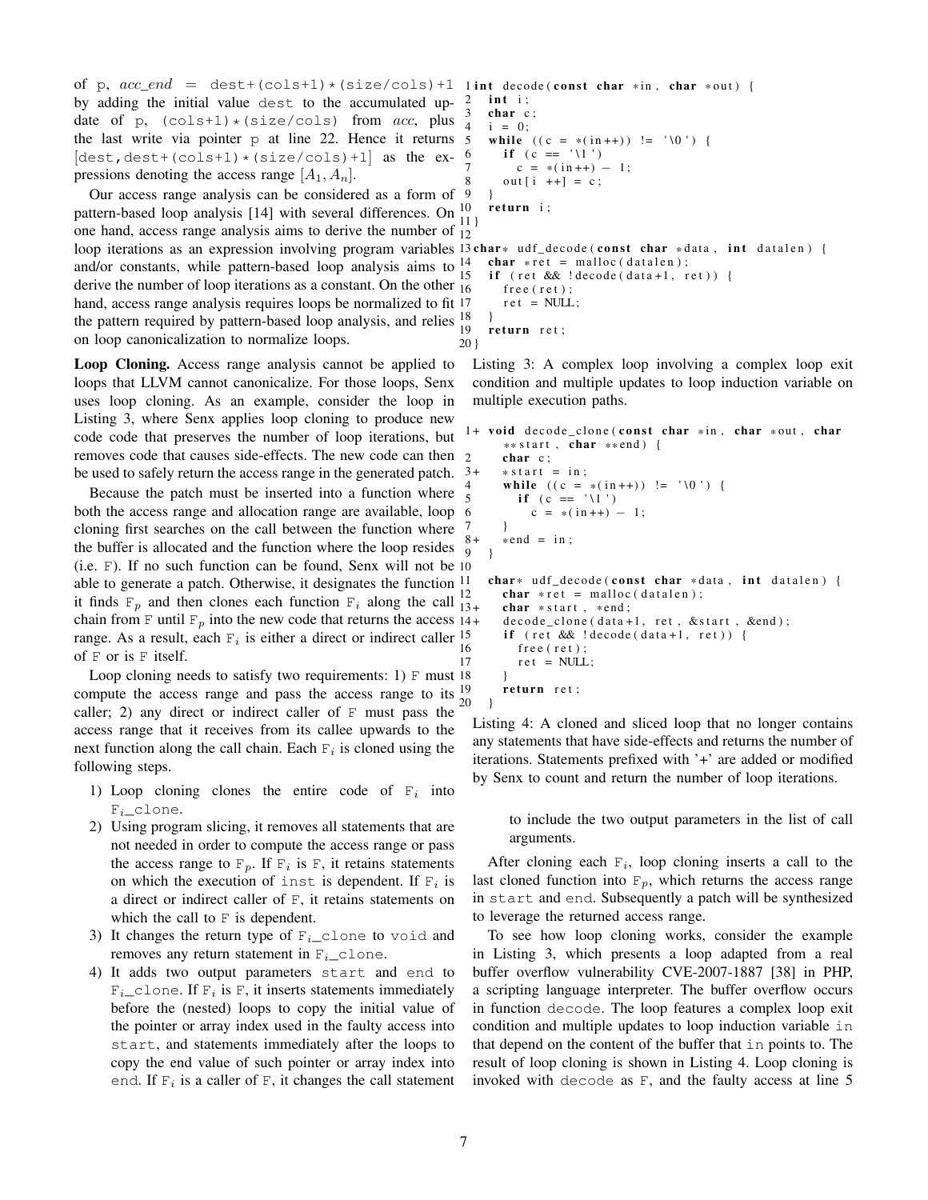of p, $acc\_end$ = dest+(cols+1)*(size/cols)+1 by adding the initial value dest to the accumulated update of p, (cols+1)*(size/cols) from $acc$, plus the last write via pointer p at line 22. Hence it returns [dest,dest+(cols+1)*(size/cols)+1] as the expressions denoting the access range $[A_1, A_n]$.

Our access range analysis can be considered as a form of pattern-based loop analysis [14] with several differences. On one hand, access range analysis aims to derive the number of loop iterations as an expression involving program variables and/or constants, while pattern-based loop analysis aims to derive the number of loop iterations as a constant. On the other hand, access range analysis requires loops be normalized to fit the pattern required by pattern-based loop analysis, and relies on loop canonicalization to normalize loops.

**Loop Cloning.** Access range analysis cannot be applied to loops that LLVM cannot canonicalize. For those loops, Senx uses loop cloning. As an example, consider the loop in Listing 3, where Senx applies loop cloning to produce new code code that preserves the number of loop iterations, but removes code that causes side-effects. The new code can then be used to safely return the access range in the generated patch.

Because the patch must be inserted into a function where both the access range and allocation range are available, loop cloning first searches on the call between the function where the buffer is allocated and the function where the loop resides (i.e. F). If no such function can be found, Senx will not be able to generate a patch. Otherwise, it designates the function it finds $F_p$ and then clones each function $F_i$ along the call chain from F until $F_p$ into the new code that returns the access range. As a result, each $F_i$ is either a direct or indirect caller of F or is F itself.

Loop cloning needs to satisfy two requirements: 1) F must compute the access range and pass the access range to its caller; 2) any direct or indirect caller of F must pass the access range that it receives from its callee upwards to the next function along the call chain. Each $F_i$ is cloned using the following steps.

1) Loop cloning clones the entire code of $F_i$ into $F_i$_clone.
2) Using program slicing, it removes all statements that are not needed in order to compute the access range or pass the access range to $F_p$. If $F_i$ is F, it retains statements on which the execution of inst is dependent. If $F_i$ is a direct or indirect caller of F, it retains statements on which the call to F is dependent.
3) It changes the return type of $F_i$_clone to void and removes any return statement in $F_i$_clone.
4) It adds two output parameters start and end to $F_i$_clone. If $F_i$ is F, it inserts statements immediately before the (nested) loops to copy the initial value of the pointer or array index used in the faulty access into start, and statements immediately after the loops to copy the end value of such pointer or array index into end. If $F_i$ is a caller of F, it changes the call statement to include the two output parameters in the list of call arguments.

After cloning each $F_i$, loop cloning inserts a call to the last cloned function into $F_p$, which returns the access range in start and end. Subsequently a patch will be synthesized to leverage the returned access range.

To see how loop cloning works, consider the example in Listing 3, which presents a loop adapted from a real buffer overflow vulnerability CVE-2007-1887 [38] in PHP, a scripting language interpreter. The buffer overflow occurs in function decode. The loop features a complex loop exit condition and multiple updates to loop induction variable in that depend on the content of the buffer that in points to. The result of loop cloning is shown in Listing 4. Loop cloning is invoked with decode as F, and the faulty access at line 5

```
1  int decode(const char *in, char *out) {
2    int i;
3    char c;
4    i = 0;
5    while ((c = *(in++)) != '\0') {
6      if (c == '\1')
7        c = *(in++) - 1;
8      out[i ++] = c;
9    }
10   return i;
11 }
12
13 char* udf_decode(const char *data, int datalen) {
14   char *ret = malloc(datalen);
15   if (ret && !decode(data+1, ret)) {
16     free(ret);
17     ret = NULL;
18   }
19   return ret;
20 }
```

Listing 3: A complex loop involving a complex loop exit condition and multiple updates to loop induction variable on multiple execution paths.

```
1+ void decode_clone(const char *in, char *out, char
       **start, char **end) {
2    char c;
3+   *start = in;
4    while ((c = *(in++)) != '\0') {
5      if (c == '\1')
6        c = *(in++) - 1;
7    }
8+   *end = in;
9  }
10
11 char* udf_decode(const char *data, int datalen) {
12   char *ret = malloc(datalen);
13+  char *start, *end;
14+  decode_clone(data+1, ret, &start, &end);
15   if (ret && !decode(data+1, ret)) {
16     free(ret);
17     ret = NULL;
18   }
19   return ret;
20 }
```

Listing 4: A cloned and sliced loop that no longer contains any statements that have side-effects and returns the number of iterations. Statements prefixed with '+' are added or modified by Senx to count and return the number of loop iterations.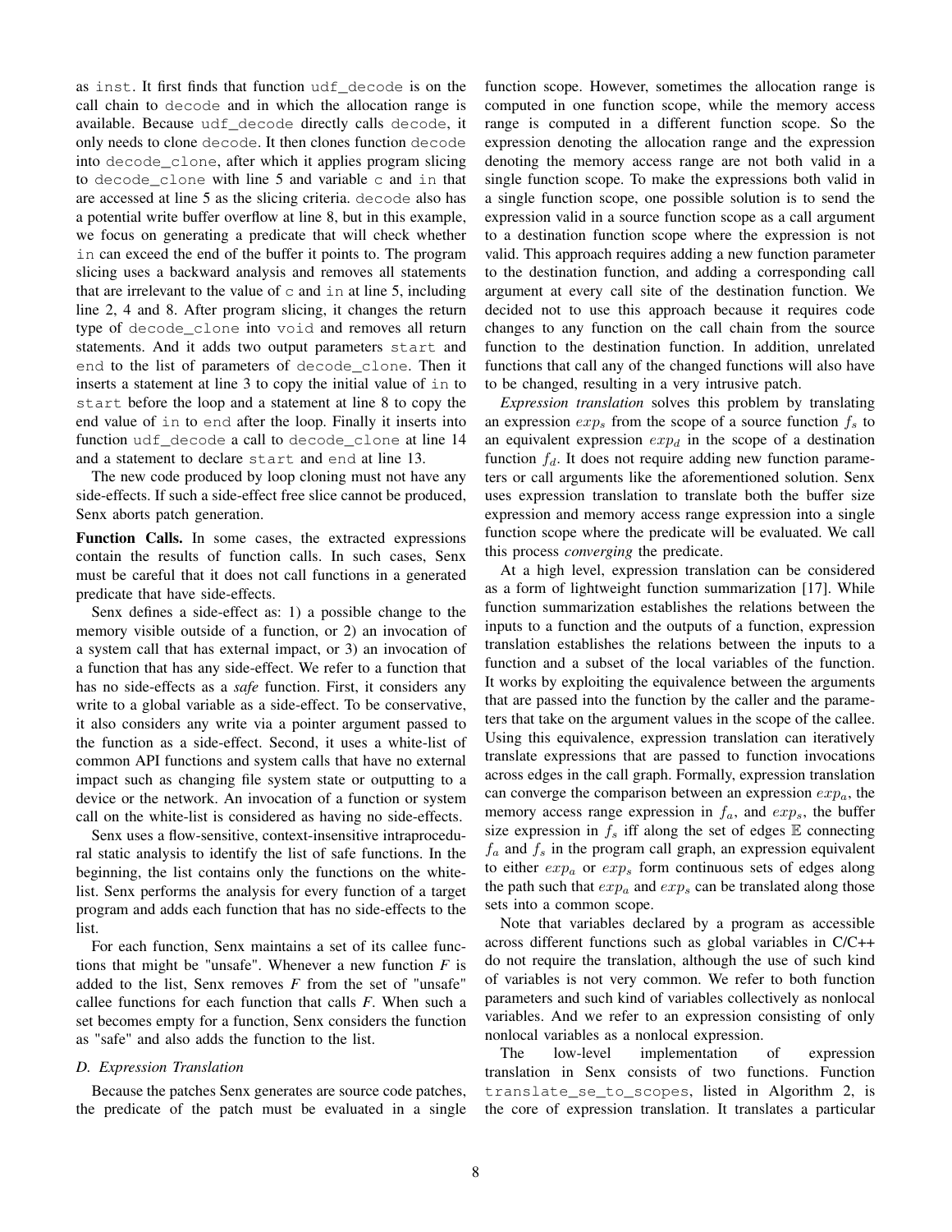as inst. It first finds that function udf_decode is on the call chain to decode and in which the allocation range is available. Because udf_decode directly calls decode, it only needs to clone decode. It then clones function decode into decode_clone, after which it applies program slicing to decode_clone with line 5 and variable c and in that are accessed at line 5 as the slicing criteria. decode also has a potential write buffer overflow at line 8, but in this example, we focus on generating a predicate that will check whether in can exceed the end of the buffer it points to. The program slicing uses a backward analysis and removes all statements that are irrelevant to the value of c and in at line 5, including line 2, 4 and 8. After program slicing, it changes the return type of decode_clone into void and removes all return statements. And it adds two output parameters start and end to the list of parameters of decode_clone. Then it inserts a statement at line 3 to copy the initial value of in to start before the loop and a statement at line 8 to copy the end value of in to end after the loop. Finally it inserts into function udf_decode a call to decode_clone at line 14 and a statement to declare start and end at line 13.

The new code produced by loop cloning must not have any side-effects. If such a side-effect free slice cannot be produced, Senx aborts patch generation.

**Function Calls.** In some cases, the extracted expressions contain the results of function calls. In such cases, Senx must be careful that it does not call functions in a generated predicate that have side-effects.

Senx defines a side-effect as: 1) a possible change to the memory visible outside of a function, or 2) an invocation of a system call that has external impact, or 3) an invocation of a function that has any side-effect. We refer to a function that has no side-effects as a *safe* function. First, it considers any write to a global variable as a side-effect. To be conservative, it also considers any write via a pointer argument passed to the function as a side-effect. Second, it uses a white-list of common API functions and system calls that have no external impact such as changing file system state or outputting to a device or the network. An invocation of a function or system call on the white-list is considered as having no side-effects.

Senx uses a flow-sensitive, context-insensitive intraprocedural static analysis to identify the list of safe functions. In the beginning, the list contains only the functions on the white-list. Senx performs the analysis for every function of a target program and adds each function that has no side-effects to the list.

For each function, Senx maintains a set of its callee functions that might be "unsafe". Whenever a new function *F* is added to the list, Senx removes *F* from the set of "unsafe" callee functions for each function that calls *F*. When such a set becomes empty for a function, Senx considers the function as "safe" and also adds the function to the list.

### *D. Expression Translation*

Because the patches Senx generates are source code patches, the predicate of the patch must be evaluated in a single function scope. However, sometimes the allocation range is computed in one function scope, while the memory access range is computed in a different function scope. So the expression denoting the allocation range and the expression denoting the memory access range are not both valid in a single function scope. To make the expressions both valid in a single function scope, one possible solution is to send the expression valid in a source function scope as a call argument to a destination function scope where the expression is not valid. This approach requires adding a new function parameter to the destination function, and adding a corresponding call argument at every call site of the destination function. We decided not to use this approach because it requires code changes to any function on the call chain from the source function to the destination function. In addition, unrelated functions that call any of the changed functions will also have to be changed, resulting in a very intrusive patch.

*Expression translation* solves this problem by translating an expression $exp_s$ from the scope of a source function $f_s$ to an equivalent expression $exp_d$ in the scope of a destination function $f_d$. It does not require adding new function parameters or call arguments like the aforementioned solution. Senx uses expression translation to translate both the buffer size expression and memory access range expression into a single function scope where the predicate will be evaluated. We call this process *converging* the predicate.

At a high level, expression translation can be considered as a form of lightweight function summarization [17]. While function summarization establishes the relations between the inputs to a function and the outputs of a function, expression translation establishes the relations between the inputs to a function and a subset of the local variables of the function. It works by exploiting the equivalence between the arguments that are passed into the function by the caller and the parameters that take on the argument values in the scope of the callee. Using this equivalence, expression translation can iteratively translate expressions that are passed to function invocations across edges in the call graph. Formally, expression translation can converge the comparison between an expression $exp_a$, the memory access range expression in $f_a$, and $exp_s$, the buffer size expression in $f_s$ iff along the set of edges $\mathbb{E}$ connecting $f_a$ and $f_s$ in the program call graph, an expression equivalent to either $exp_a$ or $exp_s$ form continuous sets of edges along the path such that $exp_a$ and $exp_s$ can be translated along those sets into a common scope.

Note that variables declared by a program as accessible across different functions such as global variables in C/C++ do not require the translation, although the use of such kind of variables is not very common. We refer to both function parameters and such kind of variables collectively as nonlocal variables. And we refer to an expression consisting of only nonlocal variables as a nonlocal expression.

The low-level implementation of expression translation in Senx consists of two functions. Function translate_se_to_scopes, listed in Algorithm 2, is the core of expression translation. It translates a particular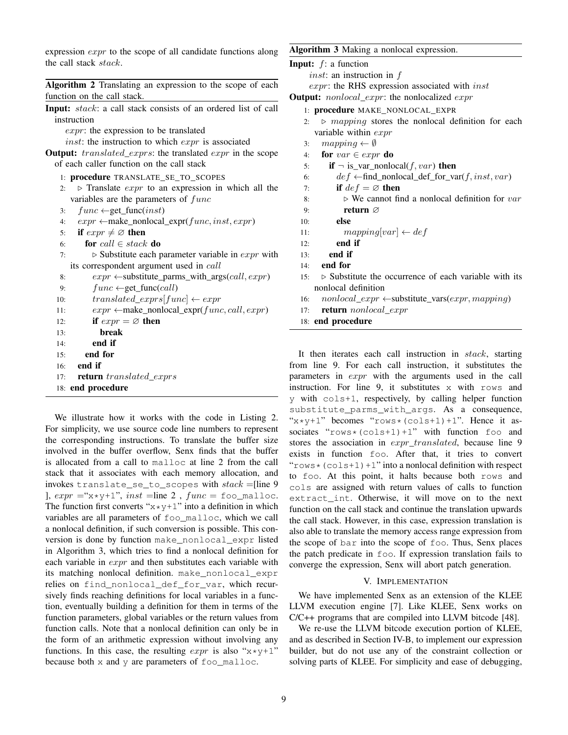expression $expr$ to the scope of all candidate functions along the call stack $stack$.

**Algorithm 2** Translating an expression to the scope of each function on the call stack.

**Input:** $stack$: a call stack consists of an ordered list of call instruction
  $expr$: the expression to be translated
  $inst$: the instruction to which $expr$ is associated
**Output:** $translated\_exprs$: the translated $expr$ in the scope of each caller function on the call stack

```
1:  procedure TRANSLATE_SE_TO_SCOPES
2:    ▷ Translate expr to an expression in which all the
      variables are the parameters of func
3:    func ←get_func(inst)
4:    expr ←make_nonlocal_expr(func, inst, expr)
5:    if expr ≠ ∅ then
6:      for call ∈ stack do
7:        ▷ Substitute each parameter variable in expr with
          its correspondent argument used in call
8:        expr ←substitute_parms_with_args(call, expr)
9:        func ←get_func(call)
10:       translated_exprs[func] ← expr
11:       expr ←make_nonlocal_expr(func, call, expr)
12:       if expr = ∅ then
13:         break
14:       end if
15:     end for
16:   end if
17:   return translated_exprs
18: end procedure
```

We illustrate how it works with the code in Listing 2. For simplicity, we use source code line numbers to represent the corresponding instructions. To translate the buffer size involved in the buffer overflow, Senx finds that the buffer is allocated from a call to `malloc` at line 2 from the call stack that it associates with each memory allocation, and invokes `translate_se_to_scopes` with $stack$ =[line 9 ], $expr$ ="`x*y+1`", $inst$ =line 2 , $func$ = `foo_malloc`. The function first converts "`x*y+1`" into a definition in which variables are all parameters of `foo_malloc`, which we call a nonlocal definition, if such conversion is possible. This conversion is done by function `make_nonlocal_expr` listed in Algorithm 3, which tries to find a nonlocal definition for each variable in $expr$ and then substitutes each variable with its matching nonlocal definition. `make_nonlocal_expr` relies on `find_nonlocal_def_for_var`, which recursively finds reaching definitions for local variables in a function, eventually building a definition for them in terms of the function parameters, global variables or the return values from function calls. Note that a nonlocal definition can only be in the form of an arithmetic expression without involving any functions. In this case, the resulting $expr$ is also "`x*y+1`" because both `x` and `y` are parameters of `foo_malloc`.

**Algorithm 3** Making a nonlocal expression.

**Input:** $f$: a function
  $inst$: an instruction in $f$
  $expr$: the RHS expression associated with $inst$
**Output:** $nonlocal\_expr$: the nonlocalized $expr$

```
1:  procedure MAKE_NONLOCAL_EXPR
2:    ▷ mapping stores the nonlocal definition for each
      variable within expr
3:    mapping ← ∅
4:    for var ∈ expr do
5:      if ¬ is_var_nonlocal(f, var) then
6:        def ←find_nonlocal_def_for_var(f, inst, var)
7:        if def = ∅ then
8:          ▷ We cannot find a nonlocal definition for var
9:          return ∅
10:       else
11:         mapping[var] ← def
12:       end if
13:     end if
14:   end for
15:   ▷ Substitute the occurrence of each variable with its
      nonlocal definition
16:   nonlocal_expr ←substitute_vars(expr, mapping)
17:   return nonlocal_expr
18: end procedure
```

It then iterates each call instruction in $stack$, starting from line 9. For each call instruction, it substitutes the parameters in $expr$ with the arguments used in the call instruction. For line 9, it substitutes `x` with `rows` and `y` with `cols+1`, respectively, by calling helper function `substitute_parms_with_args`. As a consequence, "`x*y+1`" becomes "`rows*(cols+1)+1`". Hence it associates "`rows*(cols+1)+1`" with function `foo` and stores the association in $expr\_translated$, because line 9 exists in function `foo`. After that, it tries to convert "`rows*(cols+1)+1`" into a nonlocal definition with respect to `foo`. At this point, it halts because both `rows` and `cols` are assigned with return values of calls to function `extract_int`. Otherwise, it will move on to the next function on the call stack and continue the translation upwards the call stack. However, in this case, expression translation is also able to translate the memory access range expression from the scope of `bar` into the scope of `foo`. Thus, Senx places the patch predicate in `foo`. If expression translation fails to converge the expression, Senx will abort patch generation.

## V. Implementation

We have implemented Senx as an extension of the KLEE LLVM execution engine [7]. Like KLEE, Senx works on C/C++ programs that are compiled into LLVM bitcode [48].

We re-use the LLVM bitcode execution portion of KLEE, and as described in Section IV-B, to implement our expression builder, but do not use any of the constraint collection or solving parts of KLEE. For simplicity and ease of debugging,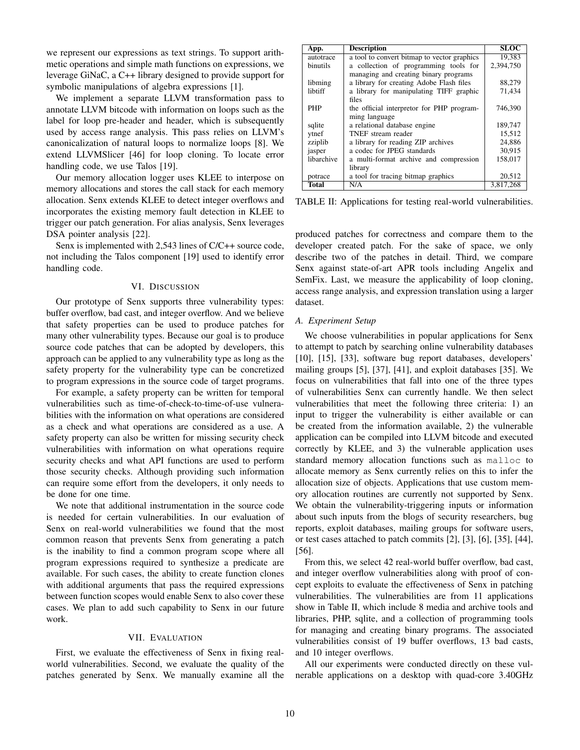we represent our expressions as text strings. To support arithmetic operations and simple math functions on expressions, we leverage GiNaC, a C++ library designed to provide support for symbolic manipulations of algebra expressions [1].

We implement a separate LLVM transformation pass to annotate LLVM bitcode with information on loops such as the label for loop pre-header and header, which is subsequently used by access range analysis. This pass relies on LLVM's canonicalization of natural loops to normalize loops [8]. We extend LLVMSlicer [46] for loop cloning. To locate error handling code, we use Talos [19].

Our memory allocation logger uses KLEE to interpose on memory allocations and stores the call stack for each memory allocation. Senx extends KLEE to detect integer overflows and incorporates the existing memory fault detection in KLEE to trigger our patch generation. For alias analysis, Senx leverages DSA pointer analysis [22].

Senx is implemented with 2,543 lines of C/C++ source code, not including the Talos component [19] used to identify error handling code.

## VI. Discussion

Our prototype of Senx supports three vulnerability types: buffer overflow, bad cast, and integer overflow. And we believe that safety properties can be used to produce patches for many other vulnerability types. Because our goal is to produce source code patches that can be adopted by developers, this approach can be applied to any vulnerability type as long as the safety property for the vulnerability type can be concretized to program expressions in the source code of target programs.

For example, a safety property can be written for temporal vulnerabilities such as time-of-check-to-time-of-use vulnerabilities with the information on what operations are considered as a check and what operations are considered as a use. A safety property can also be written for missing security check vulnerabilities with information on what operations require security checks and what API functions are used to perform those security checks. Although providing such information can require some effort from the developers, it only needs to be done for one time.

We note that additional instrumentation in the source code is needed for certain vulnerabilities. In our evaluation of Senx on real-world vulnerabilities we found that the most common reason that prevents Senx from generating a patch is the inability to find a common program scope where all program expressions required to synthesize a predicate are available. For such cases, the ability to create function clones with additional arguments that pass the required expressions between function scopes would enable Senx to also cover these cases. We plan to add such capability to Senx in our future work.

## VII. Evaluation

First, we evaluate the effectiveness of Senx in fixing real-world vulnerabilities. Second, we evaluate the quality of the patches generated by Senx. We manually examine all the produced patches for correctness and compare them to the developer created patch. For the sake of space, we only describe two of the patches in detail. Third, we compare Senx against state-of-art APR tools including Angelix and SemFix. Last, we measure the applicability of loop cloning, access range analysis, and expression translation using a larger dataset.

| App. | Description | SLOC |
|---|---|---|
| autotrace | a tool to convert bitmap to vector graphics | 19,383 |
| binutils | a collection of programming tools for managing and creating binary programs | 2,394,750 |
| libming | a library for creating Adobe Flash files | 88,279 |
| libtiff | a library for manipulating TIFF graphic files | 71,434 |
| PHP | the official interpretor for PHP programming language | 746,390 |
| sqlite | a relational database engine | 189,747 |
| ytnef | TNEF stream reader | 15,512 |
| zziplib | a library for reading ZIP archives | 24,886 |
| jasper | a codec for JPEG standards | 30,915 |
| libarchive | a multi-format archive and compression library | 158,017 |
| potrace | a tool for tracing bitmap graphics | 20,512 |
| **Total** | N/A | 3,817,268 |

TABLE II: Applications for testing real-world vulnerabilities.

### A. Experiment Setup

We choose vulnerabilities in popular applications for Senx to attempt to patch by searching online vulnerability databases [10], [15], [33], software bug report databases, developers' mailing groups [5], [37], [41], and exploit databases [35]. We focus on vulnerabilities that fall into one of the three types of vulnerabilities Senx can currently handle. We then select vulnerabilities that meet the following three criteria: 1) an input to trigger the vulnerability is either available or can be created from the information available, 2) the vulnerable application can be compiled into LLVM bitcode and executed correctly by KLEE, and 3) the vulnerable application uses standard memory allocation functions such as `malloc` to allocate memory as Senx currently relies on this to infer the allocation size of objects. Applications that use custom memory allocation routines are currently not supported by Senx. We obtain the vulnerability-triggering inputs or information about such inputs from the blogs of security researchers, bug reports, exploit databases, mailing groups for software users, or test cases attached to patch commits [2], [3], [6], [35], [44], [56].

From this, we select 42 real-world buffer overflow, bad cast, and integer overflow vulnerabilities along with proof of concept exploits to evaluate the effectiveness of Senx in patching vulnerabilities. The vulnerabilities are from 11 applications show in Table II, which include 8 media and archive tools and libraries, PHP, sqlite, and a collection of programming tools for managing and creating binary programs. The associated vulnerabilities consist of 19 buffer overflows, 13 bad casts, and 10 integer overflows.

All our experiments were conducted directly on these vulnerable applications on a desktop with quad-core 3.40GHz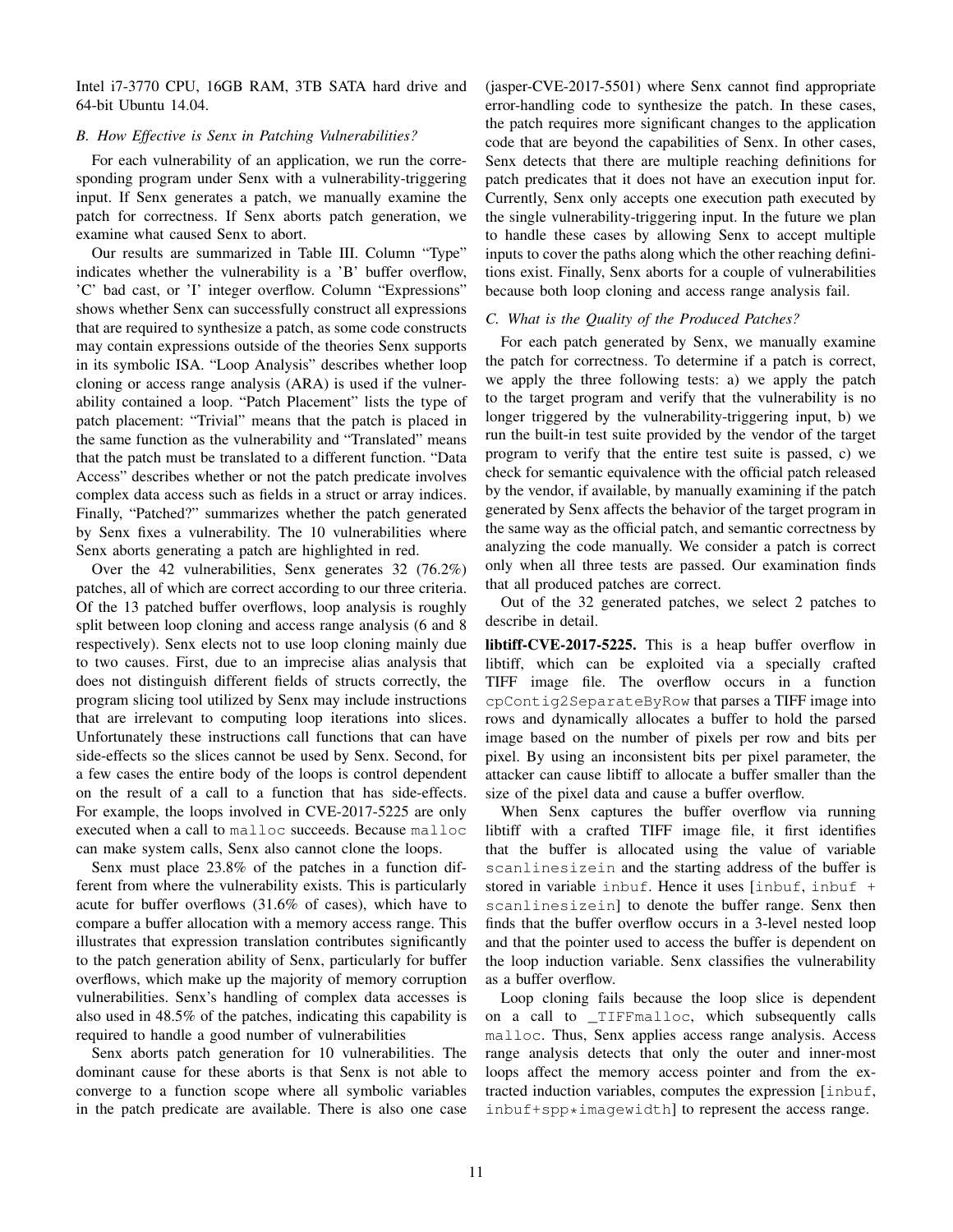Intel i7-3770 CPU, 16GB RAM, 3TB SATA hard drive and 64-bit Ubuntu 14.04.

### B. How Effective is Senx in Patching Vulnerabilities?

For each vulnerability of an application, we run the corresponding program under Senx with a vulnerability-triggering input. If Senx generates a patch, we manually examine the patch for correctness. If Senx aborts patch generation, we examine what caused Senx to abort.

Our results are summarized in Table III. Column "Type" indicates whether the vulnerability is a 'B' buffer overflow, 'C' bad cast, or 'I' integer overflow. Column "Expressions" shows whether Senx can successfully construct all expressions that are required to synthesize a patch, as some code constructs may contain expressions outside of the theories Senx supports in its symbolic ISA. "Loop Analysis" describes whether loop cloning or access range analysis (ARA) is used if the vulnerability contained a loop. "Patch Placement" lists the type of patch placement: "Trivial" means that the patch is placed in the same function as the vulnerability and "Translated" means that the patch must be translated to a different function. "Data Access" describes whether or not the patch predicate involves complex data access such as fields in a struct or array indices. Finally, "Patched?" summarizes whether the patch generated by Senx fixes a vulnerability. The 10 vulnerabilities where Senx aborts generating a patch are highlighted in red.

Over the 42 vulnerabilities, Senx generates 32 (76.2%) patches, all of which are correct according to our three criteria. Of the 13 patched buffer overflows, loop analysis is roughly split between loop cloning and access range analysis (6 and 8 respectively). Senx elects not to use loop cloning mainly due to two causes. First, due to an imprecise alias analysis that does not distinguish different fields of structs correctly, the program slicing tool utilized by Senx may include instructions that are irrelevant to computing loop iterations into slices. Unfortunately these instructions call functions that can have side-effects so the slices cannot be used by Senx. Second, for a few cases the entire body of the loops is control dependent on the result of a call to a function that has side-effects. For example, the loops involved in CVE-2017-5225 are only executed when a call to `malloc` succeeds. Because `malloc` can make system calls, Senx also cannot clone the loops.

Senx must place 23.8% of the patches in a function different from where the vulnerability exists. This is particularly acute for buffer overflows (31.6% of cases), which have to compare a buffer allocation with a memory access range. This illustrates that expression translation contributes significantly to the patch generation ability of Senx, particularly for buffer overflows, which make up the majority of memory corruption vulnerabilities. Senx's handling of complex data accesses is also used in 48.5% of the patches, indicating this capability is required to handle a good number of vulnerabilities

Senx aborts patch generation for 10 vulnerabilities. The dominant cause for these aborts is that Senx is not able to converge to a function scope where all symbolic variables in the patch predicate are available. There is also one case (jasper-CVE-2017-5501) where Senx cannot find appropriate error-handling code to synthesize the patch. In these cases, the patch requires more significant changes to the application code that are beyond the capabilities of Senx. In other cases, Senx detects that there are multiple reaching definitions for patch predicates that it does not have an execution input for. Currently, Senx only accepts one execution path executed by the single vulnerability-triggering input. In the future we plan to handle these cases by allowing Senx to accept multiple inputs to cover the paths along which the other reaching definitions exist. Finally, Senx aborts for a couple of vulnerabilities because both loop cloning and access range analysis fail.

### C. What is the Quality of the Produced Patches?

For each patch generated by Senx, we manually examine the patch for correctness. To determine if a patch is correct, we apply the three following tests: a) we apply the patch to the target program and verify that the vulnerability is no longer triggered by the vulnerability-triggering input, b) we run the built-in test suite provided by the vendor of the target program to verify that the entire test suite is passed, c) we check for semantic equivalence with the official patch released by the vendor, if available, by manually examining if the patch generated by Senx affects the behavior of the target program in the same way as the official patch, and semantic correctness by analyzing the code manually. We consider a patch is correct only when all three tests are passed. Our examination finds that all produced patches are correct.

Out of the 32 generated patches, we select 2 patches to describe in detail.

**libtiff-CVE-2017-5225.** This is a heap buffer overflow in libtiff, which can be exploited via a specially crafted TIFF image file. The overflow occurs in a function `cpContig2SeparateByRow` that parses a TIFF image into rows and dynamically allocates a buffer to hold the parsed image based on the number of pixels per row and bits per pixel. By using an inconsistent bits per pixel parameter, the attacker can cause libtiff to allocate a buffer smaller than the size of the pixel data and cause a buffer overflow.

When Senx captures the buffer overflow via running libtiff with a crafted TIFF image file, it first identifies that the buffer is allocated using the value of variable `scanlinesizein` and the starting address of the buffer is stored in variable `inbuf`. Hence it uses [`inbuf`, `inbuf + scanlinesizein`] to denote the buffer range. Senx then finds that the buffer overflow occurs in a 3-level nested loop and that the pointer used to access the buffer is dependent on the loop induction variable. Senx classifies the vulnerability as a buffer overflow.

Loop cloning fails because the loop slice is dependent on a call to `_TIFFmalloc`, which subsequently calls `malloc`. Thus, Senx applies access range analysis. Access range analysis detects that only the outer and inner-most loops affect the memory access pointer and from the extracted induction variables, computes the expression [`inbuf`, `inbuf+spp*imagewidth`] to represent the access range.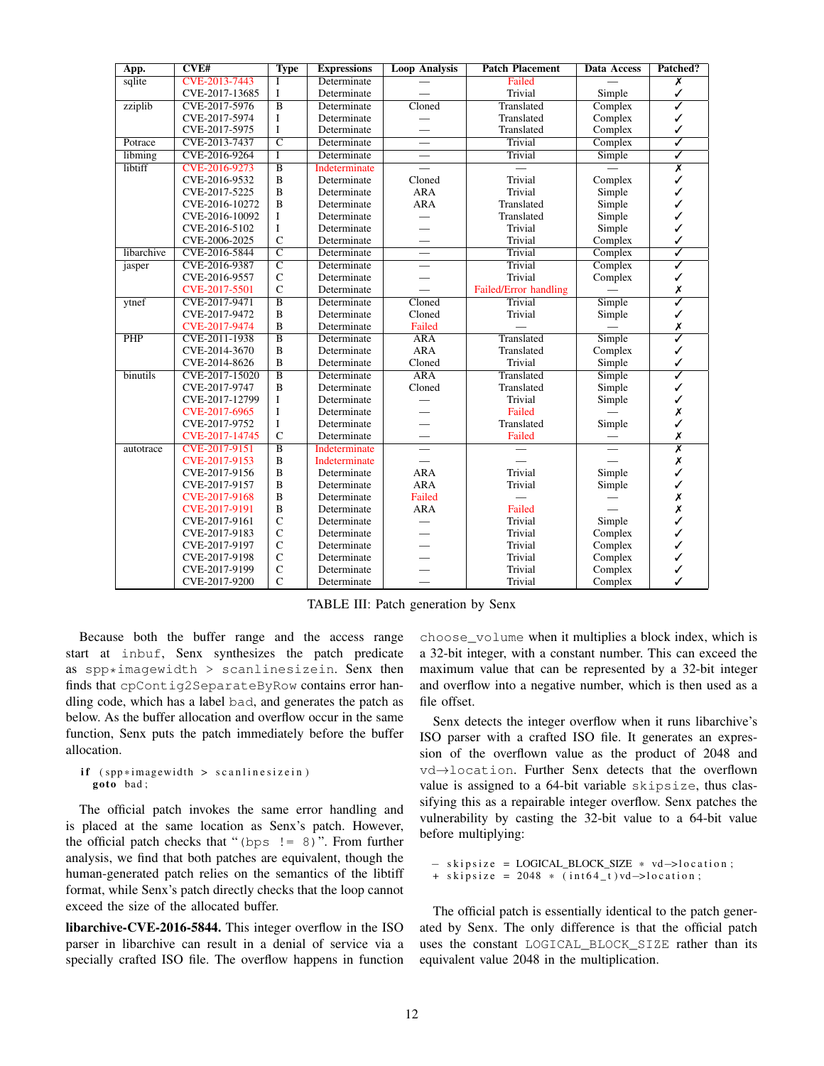| App. | CVE# | Type | Expressions | Loop Analysis | Patch Placement | Data Access | Patched? |
|---|---|---|---|---|---|---|---|
| sqlite | CVE-2013-7443 | I | Determinate | — | Failed | — | ✗ |
| | CVE-2017-13685 | I | Determinate | — | Trivial | Simple | ✓ |
| zziplib | CVE-2017-5976 | B | Determinate | Cloned | Translated | Complex | ✓ |
| | CVE-2017-5974 | I | Determinate | — | Translated | Complex | ✓ |
| | CVE-2017-5975 | I | Determinate | — | Translated | Complex | ✓ |
| Potrace | CVE-2013-7437 | C | Determinate | — | Trivial | Complex | ✓ |
| libming | CVE-2016-9264 | I | Determinate | — | Trivial | Simple | ✓ |
| libtiff | CVE-2016-9273 | B | Indeterminate | — | — | — | ✗ |
| | CVE-2016-9532 | B | Determinate | Cloned | Trivial | Complex | ✓ |
| | CVE-2017-5225 | B | Determinate | ARA | Trivial | Simple | ✓ |
| | CVE-2016-10272 | B | Determinate | ARA | Translated | Simple | ✓ |
| | CVE-2016-10092 | I | Determinate | — | Translated | Simple | ✓ |
| | CVE-2016-5102 | I | Determinate | — | Trivial | Simple | ✓ |
| | CVE-2006-2025 | C | Determinate | — | Trivial | Complex | ✓ |
| libarchive | CVE-2016-5844 | C | Determinate | — | Trivial | Complex | ✓ |
| jasper | CVE-2016-9387 | C | Determinate | — | Trivial | Complex | ✓ |
| | CVE-2016-9557 | C | Determinate | — | Trivial | Complex | ✓ |
| | CVE-2017-5501 | C | Determinate | — | Failed/Error handling | — | ✗ |
| ytnef | CVE-2017-9471 | B | Determinate | Cloned | Trivial | Simple | ✓ |
| | CVE-2017-9472 | B | Determinate | Cloned | Trivial | Simple | ✓ |
| | CVE-2017-9474 | B | Determinate | Failed | — | — | ✗ |
| PHP | CVE-2011-1938 | B | Determinate | ARA | Translated | Simple | ✓ |
| | CVE-2014-3670 | B | Determinate | ARA | Translated | Complex | ✓ |
| | CVE-2014-8626 | B | Determinate | Cloned | Trivial | Simple | ✓ |
| binutils | CVE-2017-15020 | B | Determinate | ARA | Translated | Simple | ✓ |
| | CVE-2017-9747 | B | Determinate | Cloned | Translated | Simple | ✓ |
| | CVE-2017-12799 | I | Determinate | — | Trivial | Simple | ✓ |
| | CVE-2017-6965 | I | Determinate | — | Failed | — | ✗ |
| | CVE-2017-9752 | I | Determinate | — | Translated | Simple | ✓ |
| | CVE-2017-14745 | C | Determinate | — | Failed | — | ✗ |
| autotrace | CVE-2017-9151 | B | Indeterminate | — | — | — | ✗ |
| | CVE-2017-9153 | B | Indeterminate | — | — | — | ✗ |
| | CVE-2017-9156 | B | Determinate | ARA | Trivial | Simple | ✓ |
| | CVE-2017-9157 | B | Determinate | ARA | Trivial | Simple | ✓ |
| | CVE-2017-9168 | B | Determinate | Failed | — | — | ✗ |
| | CVE-2017-9191 | B | Determinate | ARA | Failed | — | ✗ |
| | CVE-2017-9161 | C | Determinate | — | Trivial | Simple | ✓ |
| | CVE-2017-9183 | C | Determinate | — | Trivial | Complex | ✓ |
| | CVE-2017-9197 | C | Determinate | — | Trivial | Complex | ✓ |
| | CVE-2017-9198 | C | Determinate | — | Trivial | Complex | ✓ |
| | CVE-2017-9199 | C | Determinate | — | Trivial | Complex | ✓ |
| | CVE-2017-9200 | C | Determinate | — | Trivial | Complex | ✓ |

TABLE III: Patch generation by Senx

Because both the buffer range and the access range start at `inbuf`, Senx synthesizes the patch predicate as `spp*imagewidth > scanlinesizein`. Senx then finds that `cpContig2SeparateByRow` contains error handling code, which has a label `bad`, and generates the patch as below. As the buffer allocation and overflow occur in the same function, Senx puts the patch immediately before the buffer allocation.

```
if (spp*imagewidth > scanlinesizein)
  goto bad;
```

The official patch invokes the same error handling and is placed at the same location as Senx's patch. However, the official patch checks that "`(bps != 8)`". From further analysis, we find that both patches are equivalent, though the human-generated patch relies on the semantics of the libtiff format, while Senx's patch directly checks that the loop cannot exceed the size of the allocated buffer.

**libarchive-CVE-2016-5844.** This integer overflow in the ISO parser in libarchive can result in a denial of service via a specially crafted ISO file. The overflow happens in function `choose_volume` when it multiplies a block index, which is a 32-bit integer, with a constant number. This can exceed the maximum value that can be represented by a 32-bit integer and overflow into a negative number, which is then used as a file offset.

Senx detects the integer overflow when it runs libarchive's ISO parser with a crafted ISO file. It generates an expression of the overflown value as the product of 2048 and `vd->location`. Further Senx detects that the overflown value is assigned to a 64-bit variable `skipsize`, thus classifying this as a repairable integer overflow. Senx patches the vulnerability by casting the 32-bit value to a 64-bit value before multiplying:

```
- skipsize = LOGICAL_BLOCK_SIZE * vd->location;
+ skipsize = 2048 * (int64_t)vd->location;
```

The official patch is essentially identical to the patch generated by Senx. The only difference is that the official patch uses the constant `LOGICAL_BLOCK_SIZE` rather than its equivalent value 2048 in the multiplication.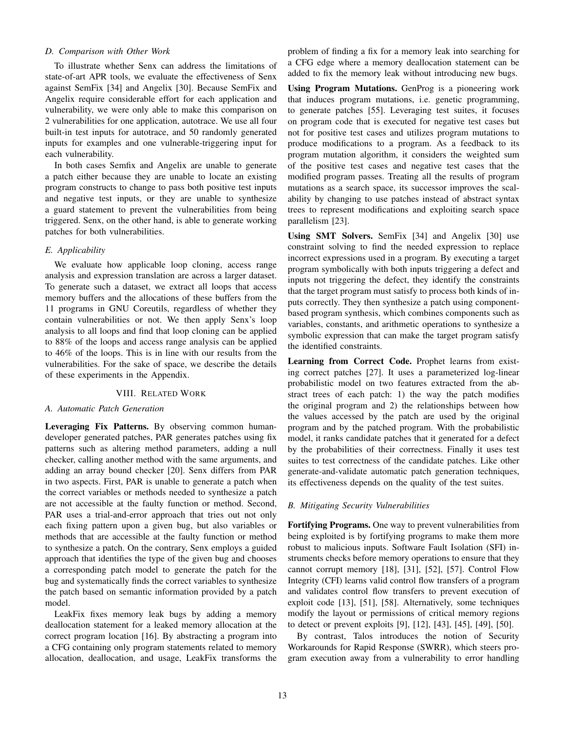### D. Comparison with Other Work

To illustrate whether Senx can address the limitations of state-of-art APR tools, we evaluate the effectiveness of Senx against SemFix [34] and Angelix [30]. Because SemFix and Angelix require considerable effort for each application and vulnerability, we were only able to make this comparison on 2 vulnerabilities for one application, autotrace. We use all four built-in test inputs for autotrace, and 50 randomly generated inputs for examples and one vulnerable-triggering input for each vulnerability.

In both cases Semfix and Angelix are unable to generate a patch either because they are unable to locate an existing program constructs to change to pass both positive test inputs and negative test inputs, or they are unable to synthesize a guard statement to prevent the vulnerabilities from being triggered. Senx, on the other hand, is able to generate working patches for both vulnerabilities.

### E. Applicability

We evaluate how applicable loop cloning, access range analysis and expression translation are across a larger dataset. To generate such a dataset, we extract all loops that access memory buffers and the allocations of these buffers from the 11 programs in GNU Coreutils, regardless of whether they contain vulnerabilities or not. We then apply Senx's loop analysis to all loops and find that loop cloning can be applied to 88% of the loops and access range analysis can be applied to 46% of the loops. This is in line with our results from the vulnerabilities. For the sake of space, we describe the details of these experiments in the Appendix.

## VIII. Related Work

### A. Automatic Patch Generation

**Leveraging Fix Patterns.** By observing common human-developer generated patches, PAR generates patches using fix patterns such as altering method parameters, adding a null checker, calling another method with the same arguments, and adding an array bound checker [20]. Senx differs from PAR in two aspects. First, PAR is unable to generate a patch when the correct variables or methods needed to synthesize a patch are not accessible at the faulty function or method. Second, PAR uses a trial-and-error approach that tries out not only each fixing pattern upon a given bug, but also variables or methods that are accessible at the faulty function or method to synthesize a patch. On the contrary, Senx employs a guided approach that identifies the type of the given bug and chooses a corresponding patch model to generate the patch for the bug and systematically finds the correct variables to synthesize the patch based on semantic information provided by a patch model.

LeakFix fixes memory leak bugs by adding a memory deallocation statement for a leaked memory allocation at the correct program location [16]. By abstracting a program into a CFG containing only program statements related to memory allocation, deallocation, and usage, LeakFix transforms the problem of finding a fix for a memory leak into searching for a CFG edge where a memory deallocation statement can be added to fix the memory leak without introducing new bugs.

**Using Program Mutations.** GenProg is a pioneering work that induces program mutations, i.e. genetic programming, to generate patches [55]. Leveraging test suites, it focuses on program code that is executed for negative test cases but not for positive test cases and utilizes program mutations to produce modifications to a program. As a feedback to its program mutation algorithm, it considers the weighted sum of the positive test cases and negative test cases that the modified program passes. Treating all the results of program mutations as a search space, its successor improves the scalability by changing to use patches instead of abstract syntax trees to represent modifications and exploiting search space parallelism [23].

**Using SMT Solvers.** SemFix [34] and Angelix [30] use constraint solving to find the needed expression to replace incorrect expressions used in a program. By executing a target program symbolically with both inputs triggering a defect and inputs not triggering the defect, they identify the constraints that the target program must satisfy to process both kinds of inputs correctly. They then synthesize a patch using component-based program synthesis, which combines components such as variables, constants, and arithmetic operations to synthesize a symbolic expression that can make the target program satisfy the identified constraints.

**Learning from Correct Code.** Prophet learns from existing correct patches [27]. It uses a parameterized log-linear probabilistic model on two features extracted from the abstract trees of each patch: 1) the way the patch modifies the original program and 2) the relationships between how the values accessed by the patch are used by the original program and by the patched program. With the probabilistic model, it ranks candidate patches that it generated for a defect by the probabilities of their correctness. Finally it uses test suites to test correctness of the candidate patches. Like other generate-and-validate automatic patch generation techniques, its effectiveness depends on the quality of the test suites.

### B. Mitigating Security Vulnerabilities

**Fortifying Programs.** One way to prevent vulnerabilities from being exploited is by fortifying programs to make them more robust to malicious inputs. Software Fault Isolation (SFI) instruments checks before memory operations to ensure that they cannot corrupt memory [18], [31], [52], [57]. Control Flow Integrity (CFI) learns valid control flow transfers of a program and validates control flow transfers to prevent execution of exploit code [13], [51], [58]. Alternatively, some techniques modify the layout or permissions of critical memory regions to detect or prevent exploits [9], [12], [43], [45], [49], [50].

By contrast, Talos introduces the notion of Security Workarounds for Rapid Response (SWRR), which steers program execution away from a vulnerability to error handling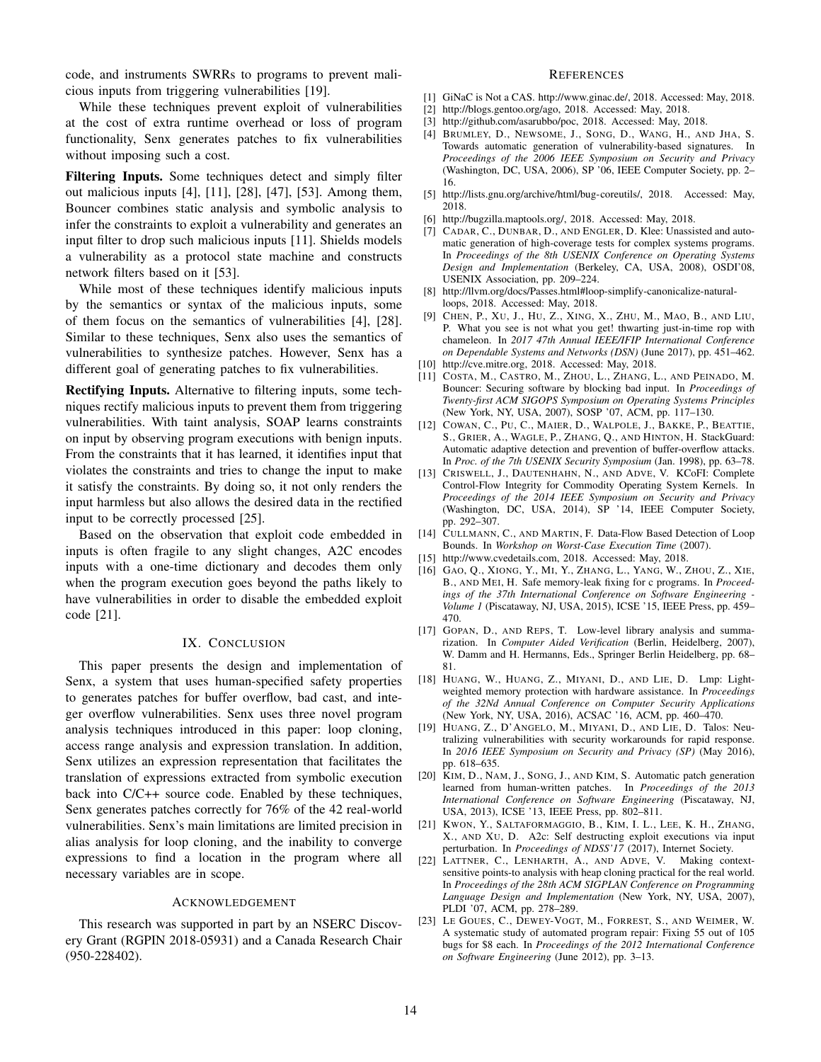code, and instruments SWRRs to programs to prevent malicious inputs from triggering vulnerabilities [19].

While these techniques prevent exploit of vulnerabilities at the cost of extra runtime overhead or loss of program functionality, Senx generates patches to fix vulnerabilities without imposing such a cost.

**Filtering Inputs.** Some techniques detect and simply filter out malicious inputs [4], [11], [28], [47], [53]. Among them, Bouncer combines static analysis and symbolic analysis to infer the constraints to exploit a vulnerability and generates an input filter to drop such malicious inputs [11]. Shields models a vulnerability as a protocol state machine and constructs network filters based on it [53].

While most of these techniques identify malicious inputs by the semantics or syntax of the malicious inputs, some of them focus on the semantics of vulnerabilities [4], [28]. Similar to these techniques, Senx also uses the semantics of vulnerabilities to synthesize patches. However, Senx has a different goal of generating patches to fix vulnerabilities.

**Rectifying Inputs.** Alternative to filtering inputs, some techniques rectify malicious inputs to prevent them from triggering vulnerabilities. With taint analysis, SOAP learns constraints on input by observing program executions with benign inputs. From the constraints that it has learned, it identifies input that violates the constraints and tries to change the input to make it satisfy the constraints. By doing so, it not only renders the input harmless but also allows the desired data in the rectified input to be correctly processed [25].

Based on the observation that exploit code embedded in inputs is often fragile to any slight changes, A2C encodes inputs with a one-time dictionary and decodes them only when the program execution goes beyond the paths likely to have vulnerabilities in order to disable the embedded exploit code [21].

## IX. Conclusion

This paper presents the design and implementation of Senx, a system that uses human-specified safety properties to generates patches for buffer overflow, bad cast, and integer overflow vulnerabilities. Senx uses three novel program analysis techniques introduced in this paper: loop cloning, access range analysis and expression translation. In addition, Senx utilizes an expression representation that facilitates the translation of expressions extracted from symbolic execution back into C/C++ source code. Enabled by these techniques, Senx generates patches correctly for 76% of the 42 real-world vulnerabilities. Senx's main limitations are limited precision in alias analysis for loop cloning, and the inability to converge expressions to find a location in the program where all necessary variables are in scope.

## Acknowledgement

This research was supported in part by an NSERC Discovery Grant (RGPIN 2018-05931) and a Canada Research Chair (950-228402).

## References

[1] GiNaC is Not a CAS. http://www.ginac.de/, 2018. Accessed: May, 2018.

[2] http://blogs.gentoo.org/ago, 2018. Accessed: May, 2018.

[3] http://github.com/asarubbo/poc, 2018. Accessed: May, 2018.

[4] Brumley, D., Newsome, J., Song, D., Wang, H., and Jha, S. Towards automatic generation of vulnerability-based signatures. In *Proceedings of the 2006 IEEE Symposium on Security and Privacy* (Washington, DC, USA, 2006), SP '06, IEEE Computer Society, pp. 2–16.

[5] http://lists.gnu.org/archive/html/bug-coreutils/, 2018. Accessed: May, 2018.

[6] http://bugzilla.maptools.org/, 2018. Accessed: May, 2018.

[7] Cadar, C., Dunbar, D., and Engler, D. Klee: Unassisted and automatic generation of high-coverage tests for complex systems programs. In *Proceedings of the 8th USENIX Conference on Operating Systems Design and Implementation* (Berkeley, CA, USA, 2008), OSDI'08, USENIX Association, pp. 209–224.

[8] http://llvm.org/docs/Passes.html#loop-simplify-canonicalize-natural-loops, 2018. Accessed: May, 2018.

[9] Chen, P., Xu, J., Hu, Z., Xing, X., Zhu, M., Mao, B., and Liu, P. What you see is not what you get! thwarting just-in-time rop with chameleon. In *2017 47th Annual IEEE/IFIP International Conference on Dependable Systems and Networks (DSN)* (June 2017), pp. 451–462.

[10] http://cve.mitre.org, 2018. Accessed: May, 2018.

[11] Costa, M., Castro, M., Zhou, L., Zhang, L., and Peinado, M. Bouncer: Securing software by blocking bad input. In *Proceedings of Twenty-first ACM SIGOPS Symposium on Operating Systems Principles* (New York, NY, USA, 2007), SOSP '07, ACM, pp. 117–130.

[12] Cowan, C., Pu, C., Maier, D., Walpole, J., Bakke, P., Beattie, S., Grier, A., Wagle, P., Zhang, Q., and Hinton, H. StackGuard: Automatic adaptive detection and prevention of buffer-overflow attacks. In *Proc. of the 7th USENIX Security Symposium* (Jan. 1998), pp. 63–78.

[13] Criswell, J., Dautenhahn, N., and Adve, V. KCoFI: Complete Control-Flow Integrity for Commodity Operating System Kernels. In *Proceedings of the 2014 IEEE Symposium on Security and Privacy* (Washington, DC, USA, 2014), SP '14, IEEE Computer Society, pp. 292–307.

[14] Cullmann, C., and Martin, F. Data-Flow Based Detection of Loop Bounds. In *Workshop on Worst-Case Execution Time* (2007).

[15] http://www.cvedetails.com, 2018. Accessed: May, 2018.

[16] Gao, Q., Xiong, Y., Mi, Y., Zhang, L., Yang, W., Zhou, Z., Xie, B., and Mei, H. Safe memory-leak fixing for c programs. In *Proceedings of the 37th International Conference on Software Engineering - Volume 1* (Piscataway, NJ, USA, 2015), ICSE '15, IEEE Press, pp. 459–470.

[17] Gopan, D., and Reps, T. Low-level library analysis and summarization. In *Computer Aided Verification* (Berlin, Heidelberg, 2007), W. Damm and H. Hermanns, Eds., Springer Berlin Heidelberg, pp. 68–81.

[18] Huang, W., Huang, Z., Miyani, D., and Lie, D. Lmp: Light-weighted memory protection with hardware assistance. In *Proceedings of the 32Nd Annual Conference on Computer Security Applications* (New York, NY, USA, 2016), ACSAC '16, ACM, pp. 460–470.

[19] Huang, Z., D'Angelo, M., Miyani, D., and Lie, D. Talos: Neutralizing vulnerabilities with security workarounds for rapid response. In *2016 IEEE Symposium on Security and Privacy (SP)* (May 2016), pp. 618–635.

[20] Kim, D., Nam, J., Song, J., and Kim, S. Automatic patch generation learned from human-written patches. In *Proceedings of the 2013 International Conference on Software Engineering* (Piscataway, NJ, USA, 2013), ICSE '13, IEEE Press, pp. 802–811.

[21] Kwon, Y., Saltaformaggio, B., Kim, I. L., Lee, K. H., Zhang, X., and Xu, D. A2c: Self destructing exploit executions via input perturbation. In *Proceedings of NDSS'17* (2017), Internet Society.

[22] Lattner, C., Lenharth, A., and Adve, V. Making context-sensitive points-to analysis with heap cloning practical for the real world. In *Proceedings of the 28th ACM SIGPLAN Conference on Programming Language Design and Implementation* (New York, NY, USA, 2007), PLDI '07, ACM, pp. 278–289.

[23] Le Goues, C., Dewey-Vogt, M., Forrest, S., and Weimer, W. A systematic study of automated program repair: Fixing 55 out of 105 bugs for $8 each. In *Proceedings of the 2012 International Conference on Software Engineering* (June 2012), pp. 3–13.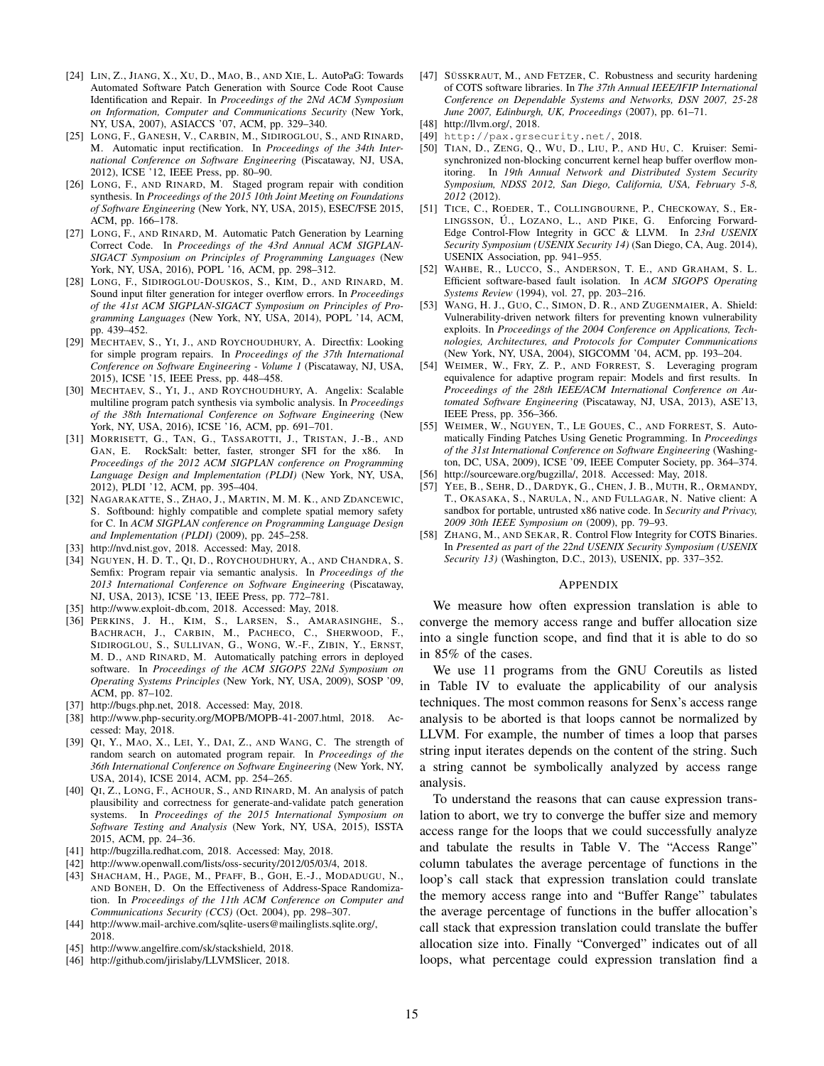[24] Lin, Z., Jiang, X., Xu, D., Mao, B., and Xie, L. AutoPaG: Towards Automated Software Patch Generation with Source Code Root Cause Identification and Repair. In *Proceedings of the 2Nd ACM Symposium on Information, Computer and Communications Security* (New York, NY, USA, 2007), ASIACCS '07, ACM, pp. 329–340.

[25] Long, F., Ganesh, V., Carbin, M., Sidiroglou, S., and Rinard, M. Automatic input rectification. In *Proceedings of the 34th International Conference on Software Engineering* (Piscataway, NJ, USA, 2012), ICSE '12, IEEE Press, pp. 80–90.

[26] Long, F., and Rinard, M. Staged program repair with condition synthesis. In *Proceedings of the 2015 10th Joint Meeting on Foundations of Software Engineering* (New York, NY, USA, 2015), ESEC/FSE 2015, ACM, pp. 166–178.

[27] Long, F., and Rinard, M. Automatic Patch Generation by Learning Correct Code. In *Proceedings of the 43rd Annual ACM SIGPLAN-SIGACT Symposium on Principles of Programming Languages* (New York, NY, USA, 2016), POPL '16, ACM, pp. 298–312.

[28] Long, F., Sidiroglou-Douskos, S., Kim, D., and Rinard, M. Sound input filter generation for integer overflow errors. In *Proceedings of the 41st ACM SIGPLAN-SIGACT Symposium on Principles of Programming Languages* (New York, NY, USA, 2014), POPL '14, ACM, pp. 439–452.

[29] Mechtaev, S., Yi, J., and Roychoudhury, A. Directfix: Looking for simple program repairs. In *Proceedings of the 37th International Conference on Software Engineering - Volume 1* (Piscataway, NJ, USA, 2015), ICSE '15, IEEE Press, pp. 448–458.

[30] Mechtaev, S., Yi, J., and Roychoudhury, A. Angelix: Scalable multiline program patch synthesis via symbolic analysis. In *Proceedings of the 38th International Conference on Software Engineering* (New York, NY, USA, 2016), ICSE '16, ACM, pp. 691–701.

[31] Morrisett, G., Tan, G., Tassarotti, J., Tristan, J.-B., and Gan, E. RockSalt: better, faster, stronger SFI for the x86. In *Proceedings of the 2012 ACM SIGPLAN conference on Programming Language Design and Implementation (PLDI)* (New York, NY, USA, 2012), PLDI '12, ACM, pp. 395–404.

[32] Nagarakatte, S., Zhao, J., Martin, M. M. K., and Zdancewic, S. Softbound: highly compatible and complete spatial memory safety for C. In *ACM SIGPLAN conference on Programming Language Design and Implementation (PLDI)* (2009), pp. 245–258.

[33] http://nvd.nist.gov, 2018. Accessed: May, 2018.

[34] Nguyen, H. D. T., Qi, D., Roychoudhury, A., and Chandra, S. Semfix: Program repair via semantic analysis. In *Proceedings of the 2013 International Conference on Software Engineering* (Piscataway, NJ, USA, 2013), ICSE '13, IEEE Press, pp. 772–781.

[35] http://www.exploit-db.com, 2018. Accessed: May, 2018.

[36] Perkins, J. H., Kim, S., Larsen, S., Amarasinghe, S., Bachrach, J., Carbin, M., Pacheco, C., Sherwood, F., Sidiroglou, S., Sullivan, G., Wong, W.-F., Zibin, Y., Ernst, M. D., and Rinard, M. Automatically patching errors in deployed software. In *Proceedings of the ACM SIGOPS 22Nd Symposium on Operating Systems Principles* (New York, NY, USA, 2009), SOSP '09, ACM, pp. 87–102.

[37] http://bugs.php.net, 2018. Accessed: May, 2018.

[38] http://www.php-security.org/MOPB/MOPB-41-2007.html, 2018. Accessed: May, 2018.

[39] Qi, Y., Mao, X., Lei, Y., Dai, Z., and Wang, C. The strength of random search on automated program repair. In *Proceedings of the 36th International Conference on Software Engineering* (New York, NY, USA, 2014), ICSE 2014, ACM, pp. 254–265.

[40] Qi, Z., Long, F., Achour, S., and Rinard, M. An analysis of patch plausibility and correctness for generate-and-validate patch generation systems. In *Proceedings of the 2015 International Symposium on Software Testing and Analysis* (New York, NY, USA, 2015), ISSTA 2015, ACM, pp. 24–36.

[41] http://bugzilla.redhat.com, 2018. Accessed: May, 2018.

[42] http://www.openwall.com/lists/oss-security/2012/05/03/4, 2018.

[43] Shacham, H., Page, M., Pfaff, B., Goh, E.-J., Modadugu, N., and Boneh, D. On the Effectiveness of Address-Space Randomization. In *Proceedings of the 11th ACM Conference on Computer and Communications Security (CCS)* (Oct. 2004), pp. 298–307.

[44] http://www.mail-archive.com/sqlite-users@mailinglists.sqlite.org/, 2018.

[45] http://www.angelfire.com/sk/stackshield, 2018.

[46] http://github.com/jirislaby/LLVMSlicer, 2018.

[47] Süsskraut, M., and Fetzer, C. Robustness and security hardening of COTS software libraries. In *The 37th Annual IEEE/IFIP International Conference on Dependable Systems and Networks, DSN 2007, 25-28 June 2007, Edinburgh, UK, Proceedings* (2007), pp. 61–71.

[48] http://llvm.org/, 2018.

[49] http://pax.grsecurity.net/, 2018.

[50] Tian, D., Zeng, Q., Wu, D., Liu, P., and Hu, C. Kruiser: Semi-synchronized non-blocking concurrent kernel heap buffer overflow monitoring. In *19th Annual Network and Distributed System Security Symposium, NDSS 2012, San Diego, California, USA, February 5-8, 2012* (2012).

[51] Tice, C., Roeder, T., Collingbourne, P., Checkoway, S., Erlingsson, Ú., Lozano, L., and Pike, G. Enforcing Forward-Edge Control-Flow Integrity in GCC & LLVM. In *23rd USENIX Security Symposium (USENIX Security 14)* (San Diego, CA, Aug. 2014), USENIX Association, pp. 941–955.

[52] Wahbe, R., Lucco, S., Anderson, T. E., and Graham, S. L. Efficient software-based fault isolation. In *ACM SIGOPS Operating Systems Review* (1994), vol. 27, pp. 203–216.

[53] Wang, H. J., Guo, C., Simon, D. R., and Zugenmaier, A. Shield: Vulnerability-driven network filters for preventing known vulnerability exploits. In *Proceedings of the 2004 Conference on Applications, Technologies, Architectures, and Protocols for Computer Communications* (New York, NY, USA, 2004), SIGCOMM '04, ACM, pp. 193–204.

[54] Weimer, W., Fry, Z. P., and Forrest, S. Leveraging program equivalence for adaptive program repair: Models and first results. In *Proceedings of the 28th IEEE/ACM International Conference on Automated Software Engineering* (Piscataway, NJ, USA, 2013), ASE'13, IEEE Press, pp. 356–366.

[55] Weimer, W., Nguyen, T., Le Goues, C., and Forrest, S. Automatically Finding Patches Using Genetic Programming. In *Proceedings of the 31st International Conference on Software Engineering* (Washington, DC, USA, 2009), ICSE '09, IEEE Computer Society, pp. 364–374.

[56] http://sourceware.org/bugzilla/, 2018. Accessed: May, 2018.

[57] Yee, B., Sehr, D., Dardyk, G., Chen, J. B., Muth, R., Ormandy, T., Okasaka, S., Narula, N., and Fullagar, N. Native client: A sandbox for portable, untrusted x86 native code. In *Security and Privacy, 2009 30th IEEE Symposium on* (2009), pp. 79–93.

[58] Zhang, M., and Sekar, R. Control Flow Integrity for COTS Binaries. In *Presented as part of the 22nd USENIX Security Symposium (USENIX Security 13)* (Washington, D.C., 2013), USENIX, pp. 337–352.

## Appendix

We measure how often expression translation is able to converge the memory access range and buffer allocation size into a single function scope, and find that it is able to do so in 85% of the cases.

We use 11 programs from the GNU Coreutils as listed in Table IV to evaluate the applicability of our analysis techniques. The most common reasons for Senx's access range analysis to be aborted is that loops cannot be normalized by LLVM. For example, the number of times a loop that parses string input iterates depends on the content of the string. Such a string cannot be symbolically analyzed by access range analysis.

To understand the reasons that can cause expression translation to abort, we try to converge the buffer size and memory access range for the loops that we could successfully analyze and tabulate the results in Table V. The "Access Range" column tabulates the average percentage of functions in the loop's call stack that expression translation could translate the memory access range into and "Buffer Range" tabulates the average percentage of functions in the buffer allocation's call stack that expression translation could translate the buffer allocation size into. Finally "Converged" indicates out of all loops, what percentage could expression translation find a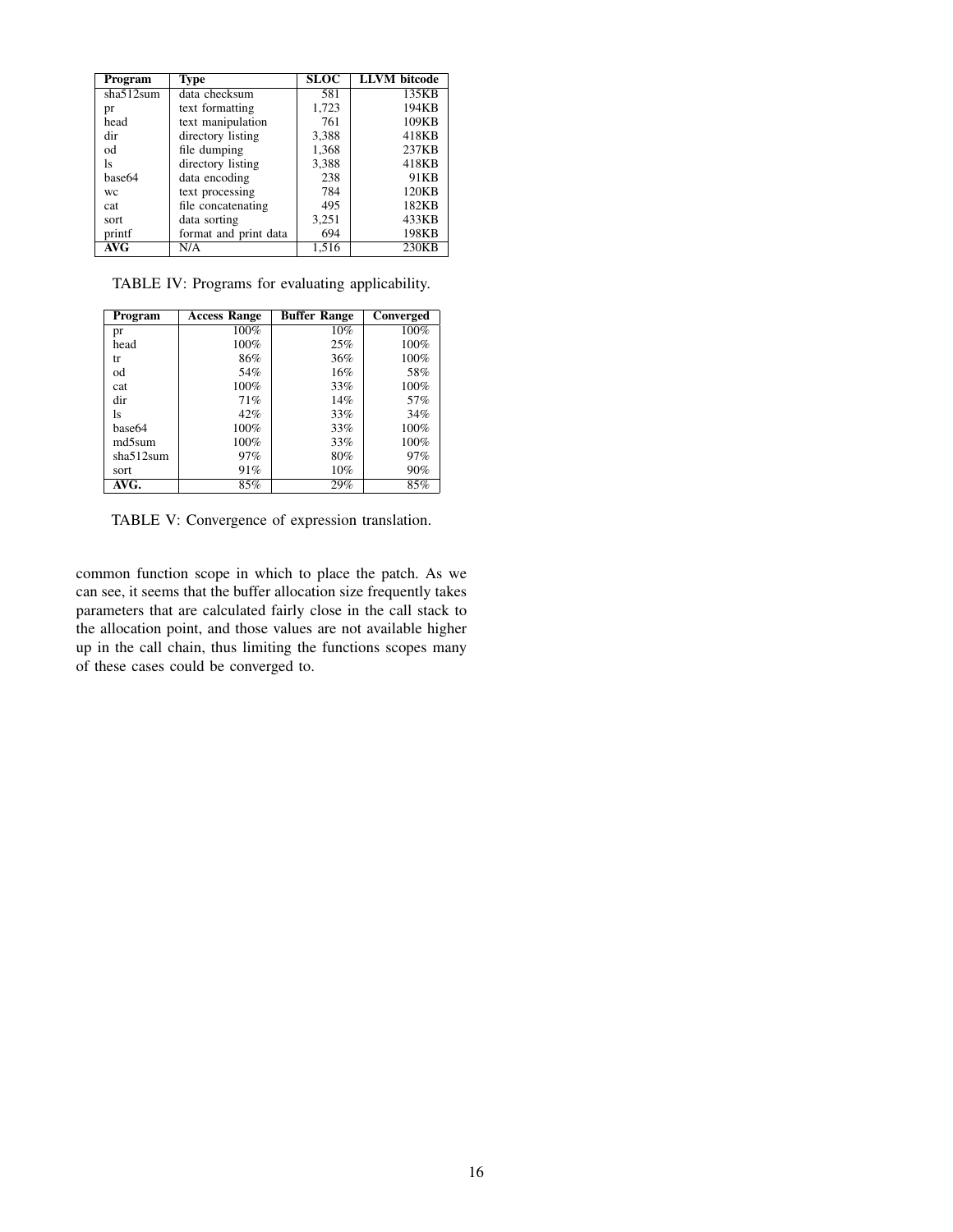| Program | Type | SLOC | LLVM bitcode |
|---|---|---|---|
| sha512sum | data checksum | 581 | 135KB |
| pr | text formatting | 1,723 | 194KB |
| head | text manipulation | 761 | 109KB |
| dir | directory listing | 3,388 | 418KB |
| od | file dumping | 1,368 | 237KB |
| ls | directory listing | 3,388 | 418KB |
| base64 | data encoding | 238 | 91KB |
| wc | text processing | 784 | 120KB |
| cat | file concatenating | 495 | 182KB |
| sort | data sorting | 3,251 | 433KB |
| printf | format and print data | 694 | 198KB |
| **AVG** | N/A | 1,516 | 230KB |

TABLE IV: Programs for evaluating applicability.

| Program | Access Range | Buffer Range | Converged |
|---|---|---|---|
| pr | 100% | 10% | 100% |
| head | 100% | 25% | 100% |
| tr | 86% | 36% | 100% |
| od | 54% | 16% | 58% |
| cat | 100% | 33% | 100% |
| dir | 71% | 14% | 57% |
| ls | 42% | 33% | 34% |
| base64 | 100% | 33% | 100% |
| md5sum | 100% | 33% | 100% |
| sha512sum | 97% | 80% | 97% |
| sort | 91% | 10% | 90% |
| **AVG.** | 85% | 29% | 85% |

TABLE V: Convergence of expression translation.

common function scope in which to place the patch. As we can see, it seems that the buffer allocation size frequently takes parameters that are calculated fairly close in the call stack to the allocation point, and those values are not available higher up in the call chain, thus limiting the functions scopes many of these cases could be converged to.